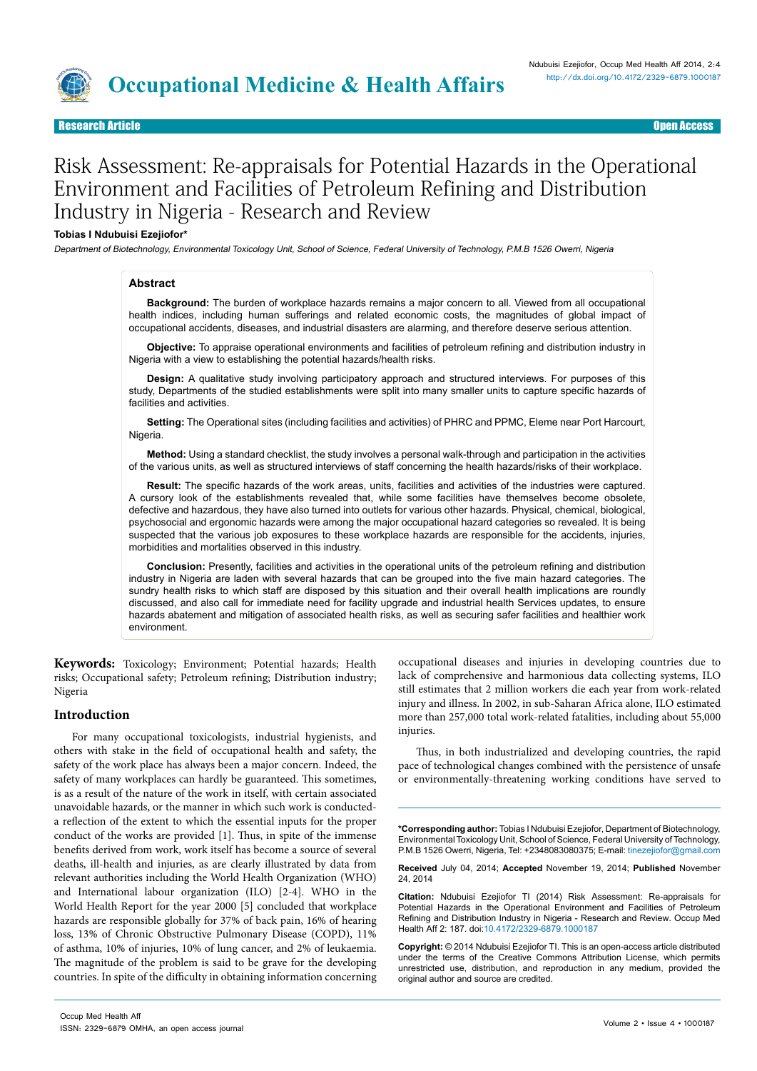Research Article | Open Access

# Risk Assessment: Re-appraisals for Potential Hazards in the Operational Environment and Facilities of Petroleum Refining and Distribution Industry in Nigeria - Research and Review

**Tobias I Ndubuisi Ezejiofor***

*Department of Biotechnology, Environmental Toxicology Unit, School of Science, Federal University of Technology, P.M.B 1526 Owerri, Nigeria*

## Abstract

**Background:** The burden of workplace hazards remains a major concern to all. Viewed from all occupational health indices, including human sufferings and related economic costs, the magnitudes of global impact of occupational accidents, diseases, and industrial disasters are alarming, and therefore deserve serious attention.

**Objective:** To appraise operational environments and facilities of petroleum refining and distribution industry in Nigeria with a view to establishing the potential hazards/health risks.

**Design:** A qualitative study involving participatory approach and structured interviews. For purposes of this study, Departments of the studied establishments were split into many smaller units to capture specific hazards of facilities and activities.

**Setting:** The Operational sites (including facilities and activities) of PHRC and PPMC, Eleme near Port Harcourt, Nigeria.

**Method:** Using a standard checklist, the study involves a personal walk-through and participation in the activities of the various units, as well as structured interviews of staff concerning the health hazards/risks of their workplace.

**Result:** The specific hazards of the work areas, units, facilities and activities of the industries were captured. A cursory look of the establishments revealed that, while some facilities have themselves become obsolete, defective and hazardous, they have also turned into outlets for various other hazards. Physical, chemical, biological, psychosocial and ergonomic hazards were among the major occupational hazard categories so revealed. It is being suspected that the various job exposures to these workplace hazards are responsible for the accidents, injuries, morbidities and mortalities observed in this industry.

**Conclusion:** Presently, facilities and activities in the operational units of the petroleum refining and distribution industry in Nigeria are laden with several hazards that can be grouped into the five main hazard categories. The sundry health risks to which staff are disposed by this situation and their overall health implications are roundly discussed, and also call for immediate need for facility upgrade and industrial health Services updates, to ensure hazards abatement and mitigation of associated health risks, as well as securing safer facilities and healthier work environment.

**Keywords:** Toxicology; Environment; Potential hazards; Health risks; Occupational safety; Petroleum refining; Distribution industry; Nigeria

## Introduction

For many occupational toxicologists, industrial hygienists, and others with stake in the field of occupational health and safety, the safety of the work place has always been a major concern. Indeed, the safety of many workplaces can hardly be guaranteed. This sometimes, is as a result of the nature of the work in itself, with certain associated unavoidable hazards, or the manner in which such work is conducted- a reflection of the extent to which the essential inputs for the proper conduct of the works are provided [1]. Thus, in spite of the immense benefits derived from work, work itself has become a source of several deaths, ill-health and injuries, as are clearly illustrated by data from relevant authorities including the World Health Organization (WHO) and International labour organization (ILO) [2-4]. WHO in the World Health Report for the year 2000 [5] concluded that workplace hazards are responsible globally for 37% of back pain, 16% of hearing loss, 13% of Chronic Obstructive Pulmonary Disease (COPD), 11% of asthma, 10% of injuries, 10% of lung cancer, and 2% of leukaemia. The magnitude of the problem is said to be grave for the developing countries. In spite of the difficulty in obtaining information concerning occupational diseases and injuries in developing countries due to lack of comprehensive and harmonious data collecting systems, ILO still estimates that 2 million workers die each year from work-related injury and illness. In 2002, in sub-Saharan Africa alone, ILO estimated more than 257,000 total work-related fatalities, including about 55,000 injuries.

Thus, in both industrialized and developing countries, the rapid pace of technological changes combined with the persistence of unsafe or environmentally-threatening working conditions have served to

---

***Corresponding author:** Tobias I Ndubuisi Ezejiofor, Department of Biotechnology, Environmental Toxicology Unit, School of Science, Federal University of Technology, P.M.B 1526 Owerri, Nigeria, Tel: +2348083080375; E-mail: tinezejiofor@gmail.com

**Received** July 04, 2014; **Accepted** November 19, 2014; **Published** November 24, 2014

**Citation:** Ndubuisi Ezejiofor TI (2014) Risk Assessment: Re-appraisals for Potential Hazards in the Operational Environment and Facilities of Petroleum Refining and Distribution Industry in Nigeria - Research and Review. Occup Med Health Aff 2: 187. doi:10.4172/2329-6879.1000187

**Copyright:** © 2014 Ndubuisi Ezejiofor TI. This is an open-access article distributed under the terms of the Creative Commons Attribution License, which permits unrestricted use, distribution, and reproduction in any medium, provided the original author and source are credited.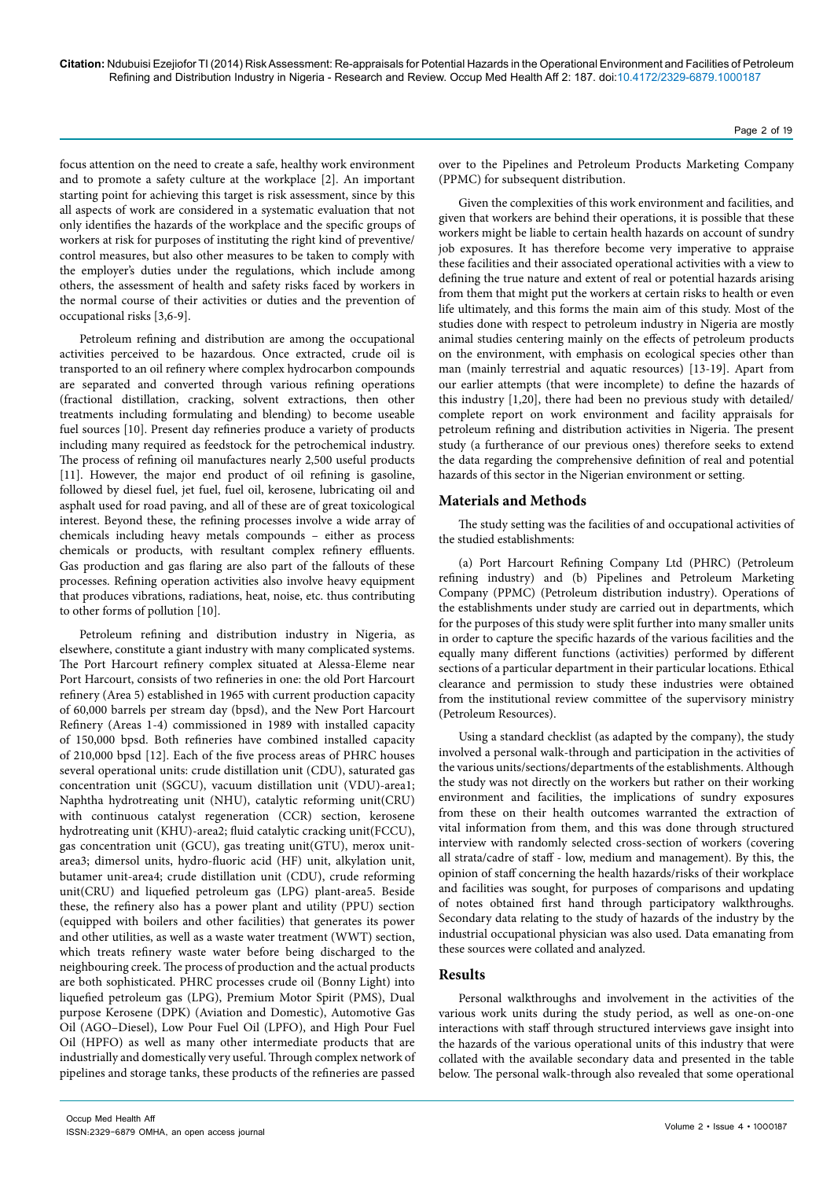focus attention on the need to create a safe, healthy work environment and to promote a safety culture at the workplace [2]. An important starting point for achieving this target is risk assessment, since by this all aspects of work are considered in a systematic evaluation that not only identifies the hazards of the workplace and the specific groups of workers at risk for purposes of instituting the right kind of preventive/control measures, but also other measures to be taken to comply with the employer's duties under the regulations, which include among others, the assessment of health and safety risks faced by workers in the normal course of their activities or duties and the prevention of occupational risks [3,6-9].

Petroleum refining and distribution are among the occupational activities perceived to be hazardous. Once extracted, crude oil is transported to an oil refinery where complex hydrocarbon compounds are separated and converted through various refining operations (fractional distillation, cracking, solvent extractions, then other treatments including formulating and blending) to become useable fuel sources [10]. Present day refineries produce a variety of products including many required as feedstock for the petrochemical industry. The process of refining oil manufactures nearly 2,500 useful products [11]. However, the major end product of oil refining is gasoline, followed by diesel fuel, jet fuel, fuel oil, kerosene, lubricating oil and asphalt used for road paving, and all of these are of great toxicological interest. Beyond these, the refining processes involve a wide array of chemicals including heavy metals compounds – either as process chemicals or products, with resultant complex refinery effluents. Gas production and gas flaring are also part of the fallouts of these processes. Refining operation activities also involve heavy equipment that produces vibrations, radiations, heat, noise, etc. thus contributing to other forms of pollution [10].

Petroleum refining and distribution industry in Nigeria, as elsewhere, constitute a giant industry with many complicated systems. The Port Harcourt refinery complex situated at Alessa-Eleme near Port Harcourt, consists of two refineries in one: the old Port Harcourt refinery (Area 5) established in 1965 with current production capacity of 60,000 barrels per stream day (bpsd), and the New Port Harcourt Refinery (Areas 1-4) commissioned in 1989 with installed capacity of 150,000 bpsd. Both refineries have combined installed capacity of 210,000 bpsd [12]. Each of the five process areas of PHRC houses several operational units: crude distillation unit (CDU), saturated gas concentration unit (SGCU), vacuum distillation unit (VDU)-area1; Naphtha hydrotreating unit (NHU), catalytic reforming unit(CRU) with continuous catalyst regeneration (CCR) section, kerosene hydrotreating unit (KHU)-area2; fluid catalytic cracking unit(FCCU), gas concentration unit (GCU), gas treating unit(GTU), merox unit-area3; dimersol units, hydro-fluoric acid (HF) unit, alkylation unit, butamer unit-area4; crude distillation unit (CDU), crude reforming unit(CRU) and liquefied petroleum gas (LPG) plant-area5. Beside these, the refinery also has a power plant and utility (PPU) section (equipped with boilers and other facilities) that generates its power and other utilities, as well as a waste water treatment (WWT) section, which treats refinery waste water before being discharged to the neighbouring creek. The process of production and the actual products are both sophisticated. PHRC processes crude oil (Bonny Light) into liquefied petroleum gas (LPG), Premium Motor Spirit (PMS), Dual purpose Kerosene (DPK) (Aviation and Domestic), Automotive Gas Oil (AGO–Diesel), Low Pour Fuel Oil (LPFO), and High Pour Fuel Oil (HPFO) as well as many other intermediate products that are industrially and domestically very useful. Through complex network of pipelines and storage tanks, these products of the refineries are passed over to the Pipelines and Petroleum Products Marketing Company (PPMC) for subsequent distribution.

Given the complexities of this work environment and facilities, and given that workers are behind their operations, it is possible that these workers might be liable to certain health hazards on account of sundry job exposures. It has therefore become very imperative to appraise these facilities and their associated operational activities with a view to defining the true nature and extent of real or potential hazards arising from them that might put the workers at certain risks to health or even life ultimately, and this forms the main aim of this study. Most of the studies done with respect to petroleum industry in Nigeria are mostly animal studies centering mainly on the effects of petroleum products on the environment, with emphasis on ecological species other than man (mainly terrestrial and aquatic resources) [13-19]. Apart from our earlier attempts (that were incomplete) to define the hazards of this industry [1,20], there had been no previous study with detailed/complete report on work environment and facility appraisals for petroleum refining and distribution activities in Nigeria. The present study (a furtherance of our previous ones) therefore seeks to extend the data regarding the comprehensive definition of real and potential hazards of this sector in the Nigerian environment or setting.

## Materials and Methods

The study setting was the facilities of and occupational activities of the studied establishments:

(a) Port Harcourt Refining Company Ltd (PHRC) (Petroleum refining industry) and (b) Pipelines and Petroleum Marketing Company (PPMC) (Petroleum distribution industry). Operations of the establishments under study are carried out in departments, which for the purposes of this study were split further into many smaller units in order to capture the specific hazards of the various facilities and the equally many different functions (activities) performed by different sections of a particular department in their particular locations. Ethical clearance and permission to study these industries were obtained from the institutional review committee of the supervisory ministry (Petroleum Resources).

Using a standard checklist (as adapted by the company), the study involved a personal walk-through and participation in the activities of the various units/sections/departments of the establishments. Although the study was not directly on the workers but rather on their working environment and facilities, the implications of sundry exposures from these on their health outcomes warranted the extraction of vital information from them, and this was done through structured interview with randomly selected cross-section of workers (covering all strata/cadre of staff - low, medium and management). By this, the opinion of staff concerning the health hazards/risks of their workplace and facilities was sought, for purposes of comparisons and updating of notes obtained first hand through participatory walkthroughs. Secondary data relating to the study of hazards of the industry by the industrial occupational physician was also used. Data emanating from these sources were collated and analyzed.

## Results

Personal walkthroughs and involvement in the activities of the various work units during the study period, as well as one-on-one interactions with staff through structured interviews gave insight into the hazards of the various operational units of this industry that were collated with the available secondary data and presented in the table below. The personal walk-through also revealed that some operational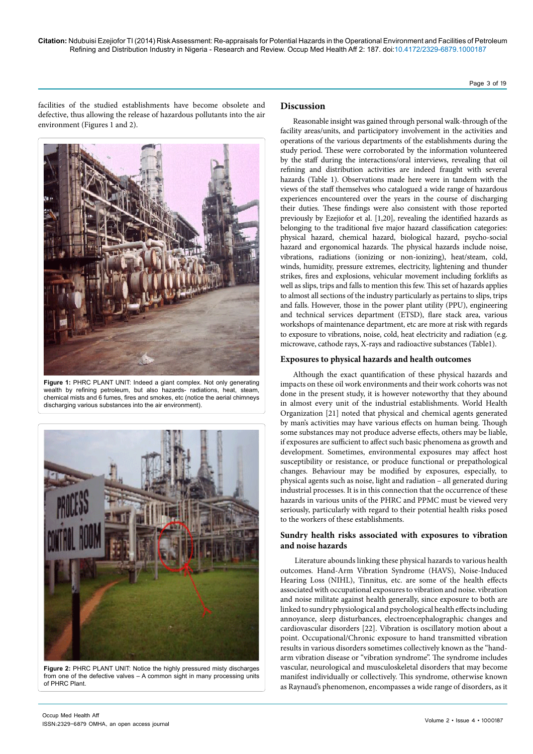facilities of the studied establishments have become obsolete and defective, thus allowing the release of hazardous pollutants into the air environment (Figures 1 and 2).

**Figure 1:** PHRC PLANT UNIT: Indeed a giant complex. Not only generating wealth by refining petroleum, but also hazards- radiations, heat, steam, chemical mists and 6 fumes, fires and smokes, etc (notice the aerial chimneys discharging various substances into the air environment).

**Figure 2:** PHRC PLANT UNIT: Notice the highly pressured misty discharges from one of the defective valves – A common sight in many processing units of PHRC Plant.

## Discussion

Reasonable insight was gained through personal walk-through of the facility areas/units, and participatory involvement in the activities and operations of the various departments of the establishments during the study period. These were corroborated by the information volunteered by the staff during the interactions/oral interviews, revealing that oil refining and distribution activities are indeed fraught with several hazards (Table 1). Observations made here were in tandem with the views of the staff themselves who catalogued a wide range of hazardous experiences encountered over the years in the course of discharging their duties. These findings were also consistent with those reported previously by Ezejiofor et al. [1,20], revealing the identified hazards as belonging to the traditional five major hazard classification categories: physical hazard, chemical hazard, biological hazard, psycho-social hazard and ergonomical hazards. The physical hazards include noise, vibrations, radiations (ionizing or non-ionizing), heat/steam, cold, winds, humidity, pressure extremes, electricity, lightening and thunder strikes, fires and explosions, vehicular movement including forklifts as well as slips, trips and falls than mention this few. This set of hazards applies to almost all sections of the industry particularly as pertains to slips, trips and falls. However, those in the power plant utility (PPU), engineering and technical services department (ETSD), flare stack area, various workshops of maintenance department, etc are more at risk with regards to exposure to vibrations, noise, cold, heat electricity and radiation (e.g. microwave, cathode rays, X-rays and radioactive substances (Table1).

### Exposures to physical hazards and health outcomes

Although the exact quantification of these physical hazards and impacts on these oil work environments and their work cohorts was not done in the present study, it is however noteworthy that they abound in almost every unit of the industrial establishments. World Health Organization [21] noted that physical and chemical agents generated by man's activities may have various effects on human being. Though some substances may not produce adverse effects, others may be liable, if exposures are sufficient to affect such basic phenomena as growth and development. Sometimes, environmental exposures may affect host susceptibility or resistance, or produce functional or prepathological changes. Behaviour may be modified by exposures, especially, to physical agents such as noise, light and radiation – all generated during industrial processes. It is in this connection that the occurrence of these hazards in various units of the PHRC and PPMC must be viewed very seriously, particularly with regard to their potential health risks posed to the workers of these establishments.

### Sundry health risks associated with exposures to vibration and noise hazards

Literature abounds linking these physical hazards to various health outcomes. Hand-Arm Vibration Syndrome (HAVS), Noise-Induced Hearing Loss (NIHL), Tinnitus, etc. are some of the health effects associated with occupational exposures to vibration and noise. vibration and noise militate against health generally, since exposure to both are linked to sundry physiological and psychological health effects including annoyance, sleep disturbances, electroencephalographic changes and cardiovascular disorders [22]. Vibration is oscillatory motion about a point. Occupational/Chronic exposure to hand transmitted vibration results in various disorders sometimes collectively known as the "hand-arm vibration disease or "vibration syndrome". The syndrome includes vascular, neurological and musculoskeletal disorders that may become manifest individually or collectively. This syndrome, otherwise known as Raynaud's phenomenon, encompasses a wide range of disorders, as it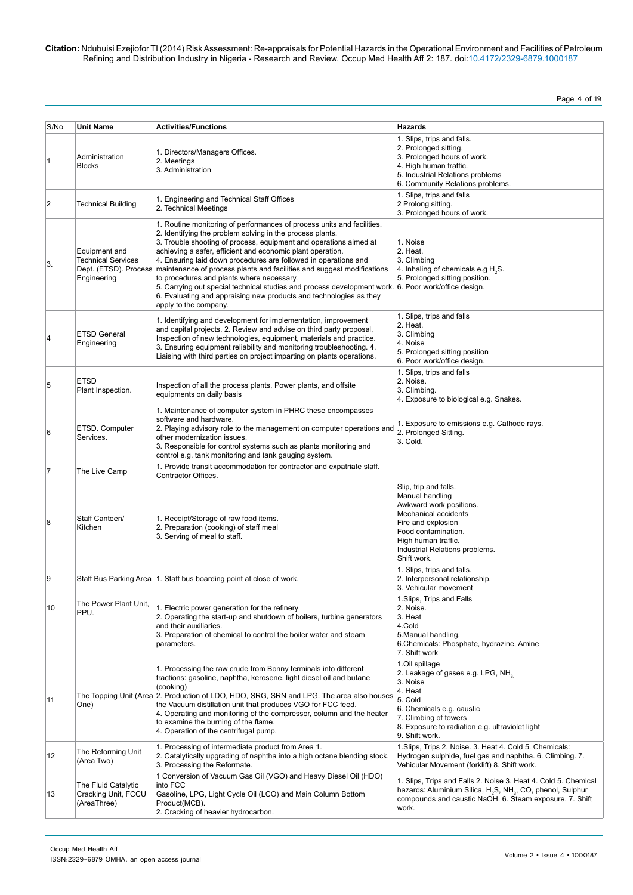| S/No | Unit Name | Activities/Functions | Hazards |
|---|---|---|---|
| 1 | Administration Blocks | 1. Directors/Managers Offices.<br>2. Meetings<br>3. Administration | 1. Slips, trips and falls.<br>2. Prolonged sitting.<br>3. Prolonged hours of work.<br>4. High human traffic.<br>5. Industrial Relations problems<br>6. Community Relations problems. |
| 2 | Technical Building | 1. Engineering and Technical Staff Offices<br>2. Technical Meetings | 1. Slips, trips and falls<br>2 Prolong sitting.<br>3. Prolonged hours of work. |
| 3. | Equipment and Technical Services Dept. (ETSD). Process Engineering | 1. Routine monitoring of performances of process units and facilities.<br>2. Identifying the problem solving in the process plants.<br>3. Trouble shooting of process, equipment and operations aimed at achieving a safer, efficient and economic plant operation.<br>4. Ensuring laid down procedures are followed in operations and maintenance of process plants and facilities and suggest modifications to procedures and plants where necessary.<br>5. Carrying out special technical studies and process development work.<br>6. Evaluating and appraising new products and technologies as they apply to the company. | 1. Noise<br>2. Heat.<br>3. Climbing<br>4. Inhaling of chemicals e.g $H_2S$.<br>5. Prolonged sitting position.<br>6. Poor work/office design. |
| 4 | ETSD General Engineering | 1. Identifying and development for implementation, improvement and capital projects. 2. Review and advise on third party proposal, Inspection of new technologies, equipment, materials and practice.<br>3. Ensuring equipment reliability and monitoring troubleshooting. 4. Liaising with third parties on project imparting on plants operations. | 1. Slips, trips and falls<br>2. Heat.<br>3. Climbing<br>4. Noise<br>5. Prolonged sitting position<br>6. Poor work/office design. |
| 5 | ETSD Plant Inspection. | Inspection of all the process plants, Power plants, and offsite equipments on daily basis | 1. Slips, trips and falls<br>2. Noise.<br>3. Climbing.<br>4. Exposure to biological e.g. Snakes. |
| 6 | ETSD. Computer Services. | 1. Maintenance of computer system in PHRC these encompasses software and hardware.<br>2. Playing advisory role to the management on computer operations and other modernization issues.<br>3. Responsible for control systems such as plants monitoring and control e.g. tank monitoring and tank gauging system. | 1. Exposure to emissions e.g. Cathode rays.<br>2. Prolonged Sitting.<br>3. Cold. |
| 7 | The Live Camp | 1. Provide transit accommodation for contractor and expatriate staff. Contractor Offices. | |
| 8 | Staff Canteen/ Kitchen | 1. Receipt/Storage of raw food items.<br>2. Preparation (cooking) of staff meal<br>3. Serving of meal to staff. | Slip, trip and falls.<br>Manual handling<br>Awkward work positions.<br>Mechanical accidents<br>Fire and explosion<br>Food contamination.<br>High human traffic.<br>Industrial Relations problems.<br>Shift work. |
| 9 | Staff Bus Parking Area | 1. Staff bus boarding point at close of work. | 1. Slips, trips and falls.<br>2. Interpersonal relationship.<br>3. Vehicular movement |
| 10 | The Power Plant Unit, PPU. | 1. Electric power generation for the refinery<br>2. Operating the start-up and shutdown of boilers, turbine generators and their auxiliaries.<br>3. Preparation of chemical to control the boiler water and steam parameters. | 1.Slips, Trips and Falls<br>2. Noise.<br>3. Heat<br>4.Cold<br>5.Manual handling.<br>6.Chemicals: Phosphate, hydrazine, Amine<br>7. Shift work |
| 11 | The Topping Unit (Area One) | 1. Processing the raw crude from Bonny terminals into different fractions: gasoline, naphtha, kerosene, light diesel oil and butane (cooking)<br>2. Production of LDO, HDO, SRG, SRN and LPG. The area also houses the Vacuum distillation unit that produces VGO for FCC feed.<br>4. Operating and monitoring of the compressor, column and the heater to examine the burning of the flame.<br>4. Operation of the centrifugal pump. | 1.Oil spillage<br>2. Leakage of gases e.g. LPG, $NH_3$<br>3. Noise<br>4. Heat<br>5. Cold<br>6. Chemicals e.g. caustic<br>7. Climbing of towers<br>8. Exposure to radiation e.g. ultraviolet light<br>9. Shift work. |
| 12 | The Reforming Unit (Area Two) | 1. Processing of intermediate product from Area 1.<br>2. Catalytically upgrading of naphtha into a high octane blending stock.<br>3. Processing the Reformate. | 1.Slips, Trips 2. Noise. 3. Heat 4. Cold 5. Chemicals: Hydrogen sulphide, fuel gas and naphtha. 6. Climbing. 7. Vehicular Movement (forklift) 8. Shift work. |
| 13 | The Fluid Catalytic Cracking Unit, FCCU (AreaThree) | 1 Conversion of Vacuum Gas Oil (VGO) and Heavy Diesel Oil (HDO) into FCC Gasoline, LPG, Light Cycle Oil (LCO) and Main Column Bottom Product(MCB).<br>2. Cracking of heavier hydrocarbon. | 1. Slips, Trips and Falls 2. Noise 3. Heat 4. Cold 5. Chemical hazards: Aluminium Silica, $H_2S$, $NH_3$, CO, phenol, Sulphur compounds and caustic NaOH. 6. Steam exposure. 7. Shift work. |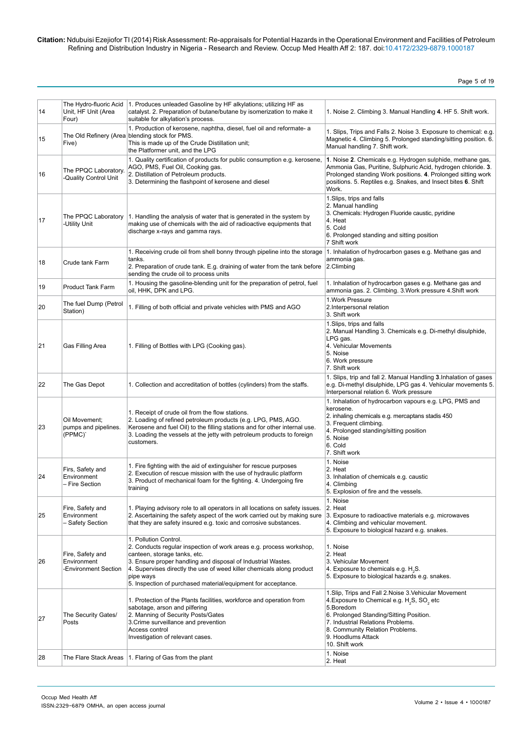| 14 | The Hydro-fluoric Acid Unit, HF Unit (Area Four) | 1. Produces unleaded Gasoline by HF alkylations; utilizing HF as catalyst. 2. Preparation of butane/butane by isomerization to make it suitable for alkylation's process. | 1. Noise 2. Climbing 3. Manual Handling **4**. HF 5. Shift work. |
|---|---|---|---|
| 15 | The Old Refinery (Area Five) | 1. Production of kerosene, naphtha, diesel, fuel oil and reformate- a blending stock for PMS. This is made up of the Crude Distillation unit; the Platformer unit, and the LPG | 1. Slips, Trips and Falls 2. Noise 3. Exposure to chemical: e.g. Magnetic 4. Climbing 5. Prolonged standing/sitting position. 6. Manual handling 7. Shift work. |
| 16 | The PPQC Laboratory -Quality Control Unit | 1. Quality certification of products for public consumption e.g. kerosene, AGO, PMS, Fuel Oil, Cooking gas. 2. Distillation of Petroleum products. 3. Determining the flashpoint of kerosene and diesel | **1**. Noise **2**. Chemicals e.g. Hydrogen sulphide, methane gas, Ammonia Gas, Puritine, Sulphuric Acid, hydrogen chloride. **3**. Prolonged standing Work positions. **4**. Prolonged sitting work positions. 5. Reptiles e.g. Snakes, and Insect bites **6**. Shift Work. |
| 17 | The PPQC Laboratory -Utility Unit | 1. Handling the analysis of water that is generated in the system by making use of chemicals with the aid of radioactive equipments that discharge x-rays and gamma rays. | 1.Slips, trips and falls 2. Manual handling 3. Chemicals: Hydrogen Fluoride caustic, pyridine 4. Heat 5. Cold 6. Prolonged standing and sitting position 7 Shift work |
| 18 | Crude tank Farm | 1. Receiving crude oil from shell bonny through pipeline into the storage tanks. 2. Preparation of crude tank. E.g. draining of water from the tank before sending the crude oil to process units | 1. Inhalation of hydrocarbon gases e.g. Methane gas and ammonia gas. 2.Climbing |
| 19 | Product Tank Farm | 1. Housing the gasoline-blending unit for the preparation of petrol, fuel oil, HHK, DPK and LPG. | 1. Inhalation of hydrocarbon gases e.g. Methane gas and ammonia gas. 2. Climbing. 3.Work pressure 4.Shift work |
| 20 | The fuel Dump (Petrol Station) | 1. Filling of both official and private vehicles with PMS and AGO | 1.Work Pressure 2.Interpersonal relation 3. Shift work |
| 21 | Gas Filling Area | 1. Filling of Bottles with LPG (Cooking gas). | 1.Slips, trips and falls 2. Manual Handling 3. Chemicals e.g. Di-methyl disulphide, LPG gas. 4. Vehicular Movements 5. Noise 6. Work pressure 7. Shift work |
| 22 | The Gas Depot | 1. Collection and accreditation of bottles (cylinders) from the staffs. | 1. Slips, trip and fall 2. Manual Handling **3**.Inhalation of gases e.g. Di-methyl disulphide, LPG gas 4. Vehicular movements 5. Interpersonal relation 6. Work pressure |
| 23 | Oil Movement; pumps and pipelines. (PPMC)` | 1. Receipt of crude oil from the flow stations. 2. Loading of refined petroleum products (e.g. LPG, PMS, AGO. Kerosene and fuel Oil) to the filling stations and for other internal use. 3. Loading the vessels at the jetty with petroleum products to foreign customers. | 1. Inhalation of hydrocarbon vapours e.g. LPG, PMS and kerosene. 2. inhaling chemicals e.g. mercaptans stadis 450 3. Frequent climbing. 4. Prolonged standing/sitting position 5. Noise 6. Cold 7. Shift work |
| 24 | Firs, Safety and Environment – Fire Section | 1. Fire fighting with the aid of extinguisher for rescue purposes 2. Execution of rescue mission with the use of hydraulic platform 3. Product of mechanical foam for the fighting. 4. Undergoing fire training | 1. Noise 2. Heat 3. Inhalation of chemicals e.g. caustic 4. Climbing 5. Explosion of fire and the vessels. |
| 25 | Fire, Safety and Environment – Safety Section | 1. Playing advisory role to all operators in all locations on safety issues. 2. Ascertaining the safety aspect of the work carried out by making sure that they are safety insured e.g. toxic and corrosive substances. | 1. Noise 2. Heat 3. Exposure to radioactive materials e.g. microwaves 4. Climbing and vehicular movement. 5. Exposure to biological hazard e.g. snakes. |
| 26 | Fire, Safety and Environment -Environment Section | 1. Pollution Control. 2. Conducts regular inspection of work areas e.g. process workshop, canteen, storage tanks, etc. 3. Ensure proper handling and disposal of Industrial Wastes. 4. Supervises directly the use of weed killer chemicals along product pipe ways 5. Inspection of purchased material/equipment for acceptance. | 1. Noise 2. Heat 3. Vehicular Movement 4. Exposure to chemicals e.g. $H_2S$. 5. Exposure to biological hazards e.g. snakes. |
| 27 | The Security Gates/ Posts | 1. Protection of the Plants facilities, workforce and operation from sabotage, arson and pilfering 2. Manning of Security Posts/Gates 3.Crime surveillance and prevention Access control Investigation of relevant cases. | 1.Slip, Trips and Fall 2.Noise 3.Vehicular Movement 4.Exposure to Chemical e.g. $H_2S$, $SO_2$ etc 5.Boredom 6. Prolonged Standing/Sitting Position. 7. Industrial Relations Problems. 8. Community Relation Problems. 9. Hoodlums Attack 10. Shift work |
| 28 | The Flare Stack Areas | 1. Flaring of Gas from the plant | 1. Noise 2. Heat |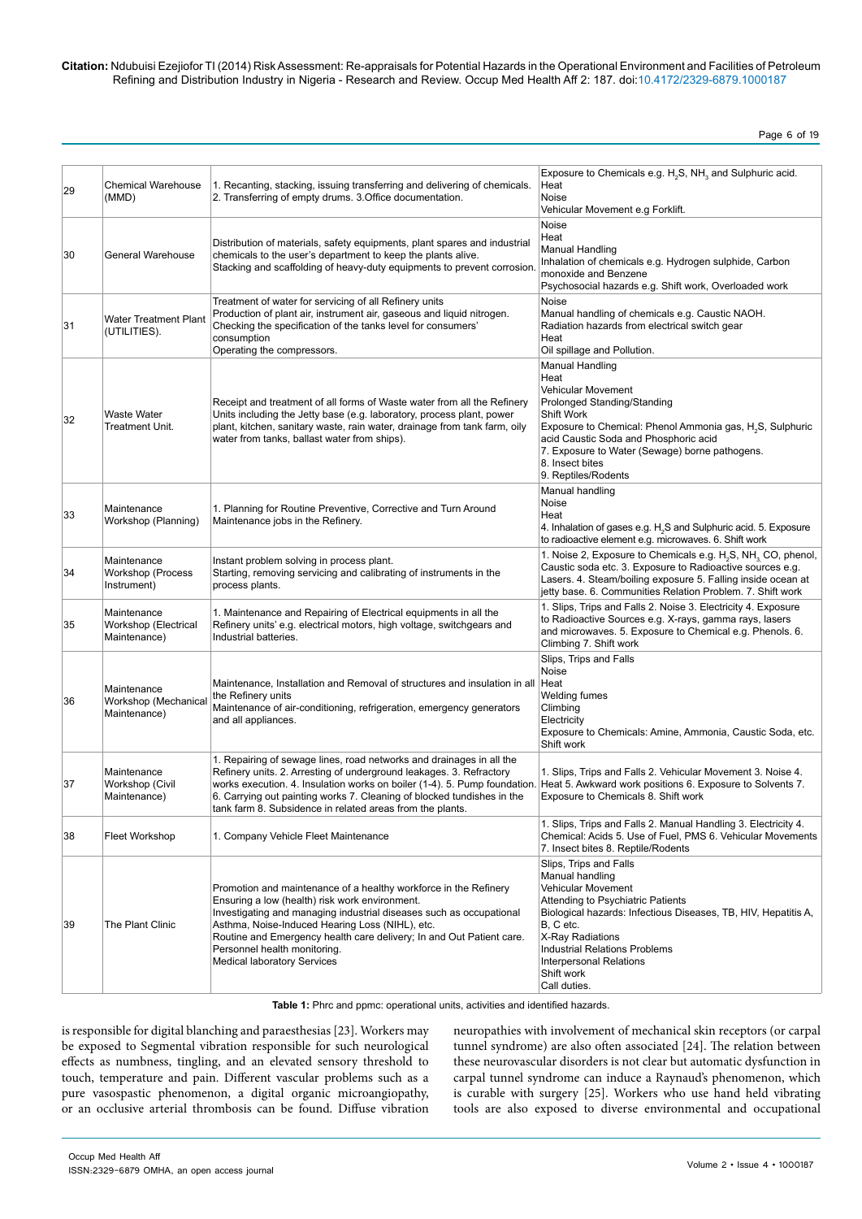| 29 | Chemical Warehouse (MMD) | 1. Recanting, stacking, issuing transferring and delivering of chemicals. 2. Transferring of empty drums. 3.Office documentation. | Exposure to Chemicals e.g. $H_2S$, $NH_3$ and Sulphuric acid.<br>Heat<br>Noise<br>Vehicular Movement e.g Forklift. |
|---|---|---|---|
| 30 | General Warehouse | Distribution of materials, safety equipments, plant spares and industrial chemicals to the user's department to keep the plants alive.<br>Stacking and scaffolding of heavy-duty equipments to prevent corrosion. | Noise<br>Heat<br>Manual Handling<br>Inhalation of chemicals e.g. Hydrogen sulphide, Carbon monoxide and Benzene<br>Psychosocial hazards e.g. Shift work, Overloaded work |
| 31 | Water Treatment Plant (UTILITIES). | Treatment of water for servicing of all Refinery units<br>Production of plant air, instrument air, gaseous and liquid nitrogen.<br>Checking the specification of the tanks level for consumers' consumption<br>Operating the compressors. | Noise<br>Manual handling of chemicals e.g. Caustic NAOH.<br>Radiation hazards from electrical switch gear<br>Heat<br>Oil spillage and Pollution. |
| 32 | Waste Water Treatment Unit. | Receipt and treatment of all forms of Waste water from all the Refinery Units including the Jetty base (e.g. laboratory, process plant, power plant, kitchen, sanitary waste, rain water, drainage from tank farm, oily water from tanks, ballast water from ships). | Manual Handling<br>Heat<br>Vehicular Movement<br>Prolonged Standing/Standing<br>Shift Work<br>Exposure to Chemical: Phenol Ammonia gas, $H_2S$, Sulphuric acid Caustic Soda and Phosphoric acid<br>7. Exposure to Water (Sewage) borne pathogens.<br>8. Insect bites<br>9. Reptiles/Rodents |
| 33 | Maintenance Workshop (Planning) | 1. Planning for Routine Preventive, Corrective and Turn Around Maintenance jobs in the Refinery. | Manual handling<br>Noise<br>Heat<br>4. Inhalation of gases e.g. $H_2S$ and Sulphuric acid. 5. Exposure to radioactive element e.g. microwaves. 6. Shift work |
| 34 | Maintenance Workshop (Process Instrument) | Instant problem solving in process plant.<br>Starting, removing servicing and calibrating of instruments in the process plants. | 1. Noise 2, Exposure to Chemicals e.g. $H_2S$, $NH_3$, CO, phenol, Caustic soda etc. 3. Exposure to Radioactive sources e.g. Lasers. 4. Steam/boiling exposure 5. Falling inside ocean at jetty base. 6. Communities Relation Problem. 7. Shift work |
| 35 | Maintenance Workshop (Electrical Maintenance) | 1. Maintenance and Repairing of Electrical equipments in all the Refinery units' e.g. electrical motors, high voltage, switchgears and Industrial batteries. | 1. Slips, Trips and Falls 2. Noise 3. Electricity 4. Exposure to Radioactive Sources e.g. X-rays, gamma rays, lasers and microwaves. 5. Exposure to Chemical e.g. Phenols. 6. Climbing 7. Shift work |
| 36 | Maintenance Workshop (Mechanical Maintenance) | Maintenance, Installation and Removal of structures and insulation in all the Refinery units<br>Maintenance of air-conditioning, refrigeration, emergency generators and all appliances. | Slips, Trips and Falls<br>Noise<br>Heat<br>Welding fumes<br>Climbing<br>Electricity<br>Exposure to Chemicals: Amine, Ammonia, Caustic Soda, etc.<br>Shift work |
| 37 | Maintenance Workshop (Civil Maintenance) | 1. Repairing of sewage lines, road networks and drainages in all the Refinery units. 2. Arresting of underground leakages. 3. Refractory works execution. 4. Insulation works on boiler (1-4). 5. Pump foundation. 6. Carrying out painting works 7. Cleaning of blocked tundishes in the tank farm 8. Subsidence in related areas from the plants. | 1. Slips, Trips and Falls 2. Vehicular Movement 3. Noise 4. Heat 5. Awkward work positions 6. Exposure to Solvents 7. Exposure to Chemicals 8. Shift work |
| 38 | Fleet Workshop | 1. Company Vehicle Fleet Maintenance | 1. Slips, Trips and Falls 2. Manual Handling 3. Electricity 4. Chemical: Acids 5. Use of Fuel, PMS 6. Vehicular Movements 7. Insect bites 8. Reptile/Rodents |
| 39 | The Plant Clinic | Promotion and maintenance of a healthy workforce in the Refinery<br>Ensuring a low (health) risk work environment.<br>Investigating and managing industrial diseases such as occupational Asthma, Noise-Induced Hearing Loss (NIHL), etc.<br>Routine and Emergency health care delivery; In and Out Patient care.<br>Personnel health monitoring.<br>Medical laboratory Services | Slips, Trips and Falls<br>Manual handling<br>Vehicular Movement<br>Attending to Psychiatric Patients<br>Biological hazards: Infectious Diseases, TB, HIV, Hepatitis A, B, C etc.<br>X-Ray Radiations<br>Industrial Relations Problems<br>Interpersonal Relations<br>Shift work<br>Call duties. |

**Table 1:** Phrc and ppmc: operational units, activities and identified hazards.

is responsible for digital blanching and paraesthesias [23]. Workers may be exposed to Segmental vibration responsible for such neurological effects as numbness, tingling, and an elevated sensory threshold to touch, temperature and pain. Different vascular problems such as a pure vasospastic phenomenon, a digital organic microangiopathy, or an occlusive arterial thrombosis can be found. Diffuse vibration neuropathies with involvement of mechanical skin receptors (or carpal tunnel syndrome) are also often associated [24]. The relation between these neurovascular disorders is not clear but automatic dysfunction in carpal tunnel syndrome can induce a Raynaud's phenomenon, which is curable with surgery [25]. Workers who use hand held vibrating tools are also exposed to diverse environmental and occupational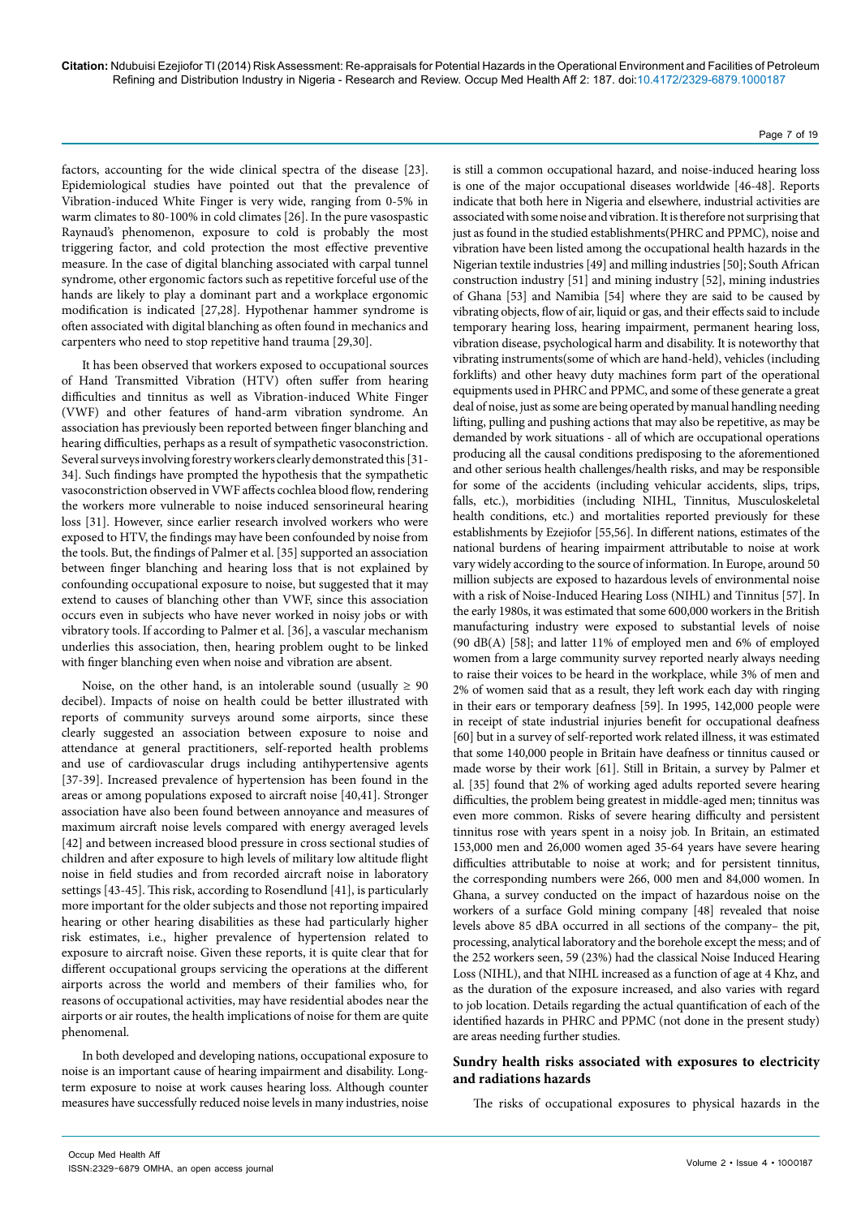factors, accounting for the wide clinical spectra of the disease [23]. Epidemiological studies have pointed out that the prevalence of Vibration-induced White Finger is very wide, ranging from 0-5% in warm climates to 80-100% in cold climates [26]. In the pure vasospastic Raynaud's phenomenon, exposure to cold is probably the most triggering factor, and cold protection the most effective preventive measure. In the case of digital blanching associated with carpal tunnel syndrome, other ergonomic factors such as repetitive forceful use of the hands are likely to play a dominant part and a workplace ergonomic modification is indicated [27,28]. Hypothenar hammer syndrome is often associated with digital blanching as often found in mechanics and carpenters who need to stop repetitive hand trauma [29,30].

It has been observed that workers exposed to occupational sources of Hand Transmitted Vibration (HTV) often suffer from hearing difficulties and tinnitus as well as Vibration-induced White Finger (VWF) and other features of hand-arm vibration syndrome. An association has previously been reported between finger blanching and hearing difficulties, perhaps as a result of sympathetic vasoconstriction. Several surveys involving forestry workers clearly demonstrated this [31-34]. Such findings have prompted the hypothesis that the sympathetic vasoconstriction observed in VWF affects cochlea blood flow, rendering the workers more vulnerable to noise induced sensorineural hearing loss [31]. However, since earlier research involved workers who were exposed to HTV, the findings may have been confounded by noise from the tools. But, the findings of Palmer et al. [35] supported an association between finger blanching and hearing loss that is not explained by confounding occupational exposure to noise, but suggested that it may extend to causes of blanching other than VWF, since this association occurs even in subjects who have never worked in noisy jobs or with vibratory tools. If according to Palmer et al. [36], a vascular mechanism underlies this association, then, hearing problem ought to be linked with finger blanching even when noise and vibration are absent.

Noise, on the other hand, is an intolerable sound (usually ≥ 90 decibel). Impacts of noise on health could be better illustrated with reports of community surveys around some airports, since these clearly suggested an association between exposure to noise and attendance at general practitioners, self-reported health problems and use of cardiovascular drugs including antihypertensive agents [37-39]. Increased prevalence of hypertension has been found in the areas or among populations exposed to aircraft noise [40,41]. Stronger association have also been found between annoyance and measures of maximum aircraft noise levels compared with energy averaged levels [42] and between increased blood pressure in cross sectional studies of children and after exposure to high levels of military low altitude flight noise in field studies and from recorded aircraft noise in laboratory settings [43-45]. This risk, according to Rosendlund [41], is particularly more important for the older subjects and those not reporting impaired hearing or other hearing disabilities as these had particularly higher risk estimates, i.e., higher prevalence of hypertension related to exposure to aircraft noise. Given these reports, it is quite clear that for different occupational groups servicing the operations at the different airports across the world and members of their families who, for reasons of occupational activities, may have residential abodes near the airports or air routes, the health implications of noise for them are quite phenomenal.

In both developed and developing nations, occupational exposure to noise is an important cause of hearing impairment and disability. Long-term exposure to noise at work causes hearing loss. Although counter measures have successfully reduced noise levels in many industries, noise is still a common occupational hazard, and noise-induced hearing loss is one of the major occupational diseases worldwide [46-48]. Reports indicate that both here in Nigeria and elsewhere, industrial activities are associated with some noise and vibration. It is therefore not surprising that just as found in the studied establishments(PHRC and PPMC), noise and vibration have been listed among the occupational health hazards in the Nigerian textile industries [49] and milling industries [50]; South African construction industry [51] and mining industry [52], mining industries of Ghana [53] and Namibia [54] where they are said to be caused by vibrating objects, flow of air, liquid or gas, and their effects said to include temporary hearing loss, hearing impairment, permanent hearing loss, vibration disease, psychological harm and disability. It is noteworthy that vibrating instruments(some of which are hand-held), vehicles (including forklifts) and other heavy duty machines form part of the operational equipments used in PHRC and PPMC, and some of these generate a great deal of noise, just as some are being operated by manual handling needing lifting, pulling and pushing actions that may also be repetitive, as may be demanded by work situations - all of which are occupational operations producing all the causal conditions predisposing to the aforementioned and other serious health challenges/health risks, and may be responsible for some of the accidents (including vehicular accidents, slips, trips, falls, etc.), morbidities (including NIHL, Tinnitus, Musculoskeletal health conditions, etc.) and mortalities reported previously for these establishments by Ezejiofor [55,56]. In different nations, estimates of the national burdens of hearing impairment attributable to noise at work vary widely according to the source of information. In Europe, around 50 million subjects are exposed to hazardous levels of environmental noise with a risk of Noise-Induced Hearing Loss (NIHL) and Tinnitus [57]. In the early 1980s, it was estimated that some 600,000 workers in the British manufacturing industry were exposed to substantial levels of noise (90 dB(A) [58]; and latter 11% of employed men and 6% of employed women from a large community survey reported nearly always needing to raise their voices to be heard in the workplace, while 3% of men and 2% of women said that as a result, they left work each day with ringing in their ears or temporary deafness [59]. In 1995, 142,000 people were in receipt of state industrial injuries benefit for occupational deafness [60] but in a survey of self-reported work related illness, it was estimated that some 140,000 people in Britain have deafness or tinnitus caused or made worse by their work [61]. Still in Britain, a survey by Palmer et al. [35] found that 2% of working aged adults reported severe hearing difficulties, the problem being greatest in middle-aged men; tinnitus was even more common. Risks of severe hearing difficulty and persistent tinnitus rose with years spent in a noisy job. In Britain, an estimated 153,000 men and 26,000 women aged 35-64 years have severe hearing difficulties attributable to noise at work; and for persistent tinnitus, the corresponding numbers were 266, 000 men and 84,000 women. In Ghana, a survey conducted on the impact of hazardous noise on the workers of a surface Gold mining company [48] revealed that noise levels above 85 dBA occurred in all sections of the company– the pit, processing, analytical laboratory and the borehole except the mess; and of the 252 workers seen, 59 (23%) had the classical Noise Induced Hearing Loss (NIHL), and that NIHL increased as a function of age at 4 Khz, and as the duration of the exposure increased, and also varies with regard to job location. Details regarding the actual quantification of each of the identified hazards in PHRC and PPMC (not done in the present study) are areas needing further studies.

## Sundry health risks associated with exposures to electricity and radiations hazards

The risks of occupational exposures to physical hazards in the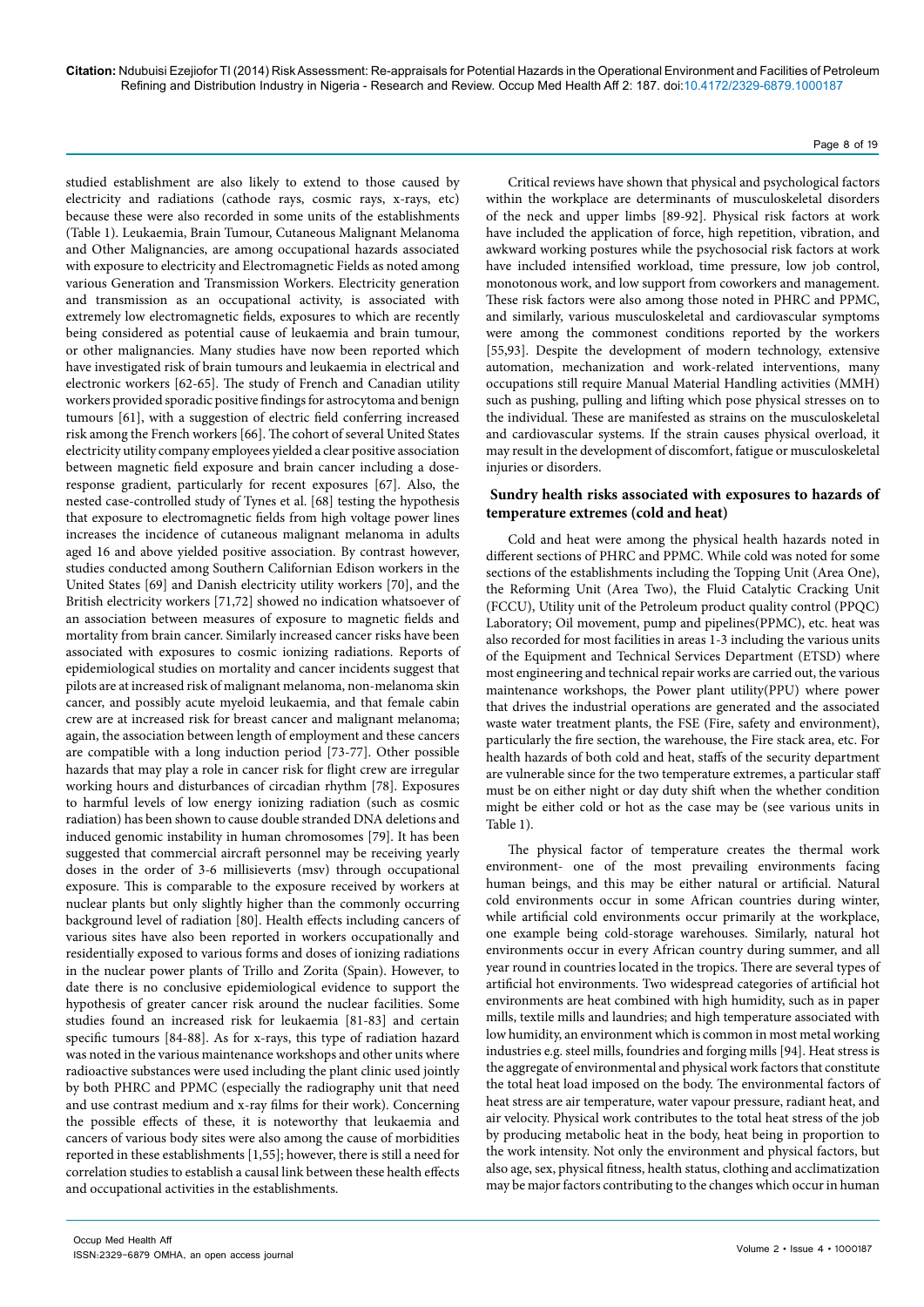studied establishment are also likely to extend to those caused by electricity and radiations (cathode rays, cosmic rays, x-rays, etc) because these were also recorded in some units of the establishments (Table 1). Leukaemia, Brain Tumour, Cutaneous Malignant Melanoma and Other Malignancies, are among occupational hazards associated with exposure to electricity and Electromagnetic Fields as noted among various Generation and Transmission Workers. Electricity generation and transmission as an occupational activity, is associated with extremely low electromagnetic fields, exposures to which are recently being considered as potential cause of leukaemia and brain tumour, or other malignancies. Many studies have now been reported which have investigated risk of brain tumours and leukaemia in electrical and electronic workers [62-65]. The study of French and Canadian utility workers provided sporadic positive findings for astrocytoma and benign tumours [61], with a suggestion of electric field conferring increased risk among the French workers [66]. The cohort of several United States electricity utility company employees yielded a clear positive association between magnetic field exposure and brain cancer including a dose-response gradient, particularly for recent exposures [67]. Also, the nested case-controlled study of Tynes et al. [68] testing the hypothesis that exposure to electromagnetic fields from high voltage power lines increases the incidence of cutaneous malignant melanoma in adults aged 16 and above yielded positive association. By contrast however, studies conducted among Southern Californian Edison workers in the United States [69] and Danish electricity utility workers [70], and the British electricity workers [71,72] showed no indication whatsoever of an association between measures of exposure to magnetic fields and mortality from brain cancer. Similarly increased cancer risks have been associated with exposures to cosmic ionizing radiations. Reports of epidemiological studies on mortality and cancer incidents suggest that pilots are at increased risk of malignant melanoma, non-melanoma skin cancer, and possibly acute myeloid leukaemia, and that female cabin crew are at increased risk for breast cancer and malignant melanoma; again, the association between length of employment and these cancers are compatible with a long induction period [73-77]. Other possible hazards that may play a role in cancer risk for flight crew are irregular working hours and disturbances of circadian rhythm [78]. Exposures to harmful levels of low energy ionizing radiation (such as cosmic radiation) has been shown to cause double stranded DNA deletions and induced genomic instability in human chromosomes [79]. It has been suggested that commercial aircraft personnel may be receiving yearly doses in the order of 3-6 millisieverts (msv) through occupational exposure. This is comparable to the exposure received by workers at nuclear plants but only slightly higher than the commonly occurring background level of radiation [80]. Health effects including cancers of various sites have also been reported in workers occupationally and residentially exposed to various forms and doses of ionizing radiations in the nuclear power plants of Trillo and Zorita (Spain). However, to date there is no conclusive epidemiological evidence to support the hypothesis of greater cancer risk around the nuclear facilities. Some studies found an increased risk for leukemia [81-83] and certain specific tumours [84-88]. As for x-rays, this type of radiation hazard was noted in the various maintenance workshops and other units where radioactive substances were used including the plant clinic used jointly by both PHRC and PPMC (especially the radiography unit that need and use contrast medium and x-ray films for their work). Concerning the possible effects of these, it is noteworthy that leukaemia and cancers of various body sites were also among the cause of morbidities reported in these establishments [1,55]; however, there is still a need for correlation studies to establish a causal link between these health effects and occupational activities in the establishments.

Critical reviews have shown that physical and psychological factors within the workplace are determinants of musculoskeletal disorders of the neck and upper limbs [89-92]. Physical risk factors at work have included the application of force, high repetition, vibration, and awkward working postures while the psychosocial risk factors at work have included intensified workload, time pressure, low job control, monotonous work, and low support from coworkers and management. These risk factors were also among those noted in PHRC and PPMC, and similarly, various musculoskeletal and cardiovascular symptoms were among the commonest conditions reported by the workers [55,93]. Despite the development of modern technology, extensive automation, mechanization and work-related interventions, many occupations still require Manual Material Handling activities (MMH) such as pushing, pulling and lifting which pose physical stresses on to the individual. These are manifested as strains on the musculoskeletal and cardiovascular systems. If the strain causes physical overload, it may result in the development of discomfort, fatigue or musculoskeletal injuries or disorders.

## Sundry health risks associated with exposures to hazards of temperature extremes (cold and heat)

Cold and heat were among the physical health hazards noted in different sections of PHRC and PPMC. While cold was noted for some sections of the establishments including the Topping Unit (Area One), the Reforming Unit (Area Two), the Fluid Catalytic Cracking Unit (FCCU), Utility unit of the Petroleum product quality control (PPQC) Laboratory; Oil movement, pump and pipelines(PPMC), etc. heat was also recorded for most facilities in areas 1-3 including the various units of the Equipment and Technical Services Department (ETSD) where most engineering and technical repair works are carried out, the various maintenance workshops, the Power plant utility(PPU) where power that drives the industrial operations are generated and the associated waste water treatment plants, the FSE (Fire, safety and environment), particularly the fire section, the warehouse, the Fire stack area, etc. For health hazards of both cold and heat, staffs of the security department are vulnerable since for the two temperature extremes, a particular staff must be on either night or day duty shift when the whether condition might be either cold or hot as the case may be (see various units in Table 1).

The physical factor of temperature creates the thermal work environment- one of the most prevailing environments facing human beings, and this may be either natural or artificial. Natural cold environments occur in some African countries during winter, while artificial cold environments occur primarily at the workplace, one example being cold-storage warehouses. Similarly, natural hot environments occur in every African country during summer, and all year round in countries located in the tropics. There are several types of artificial hot environments. Two widespread categories of artificial hot environments are heat combined with high humidity, such as in paper mills, textile mills and laundries; and high temperature associated with low humidity, an environment which is common in most metal working industries e.g. steel mills, foundries and forging mills [94]. Heat stress is the aggregate of environmental and physical work factors that constitute the total heat load imposed on the body. The environmental factors of heat stress are air temperature, water vapour pressure, radiant heat, and air velocity. Physical work contributes to the total heat stress of the job by producing metabolic heat in the body, heat being in proportion to the work intensity. Not only the environment and physical factors, but also age, sex, physical fitness, health status, clothing and acclimatization may be major factors contributing to the changes which occur in human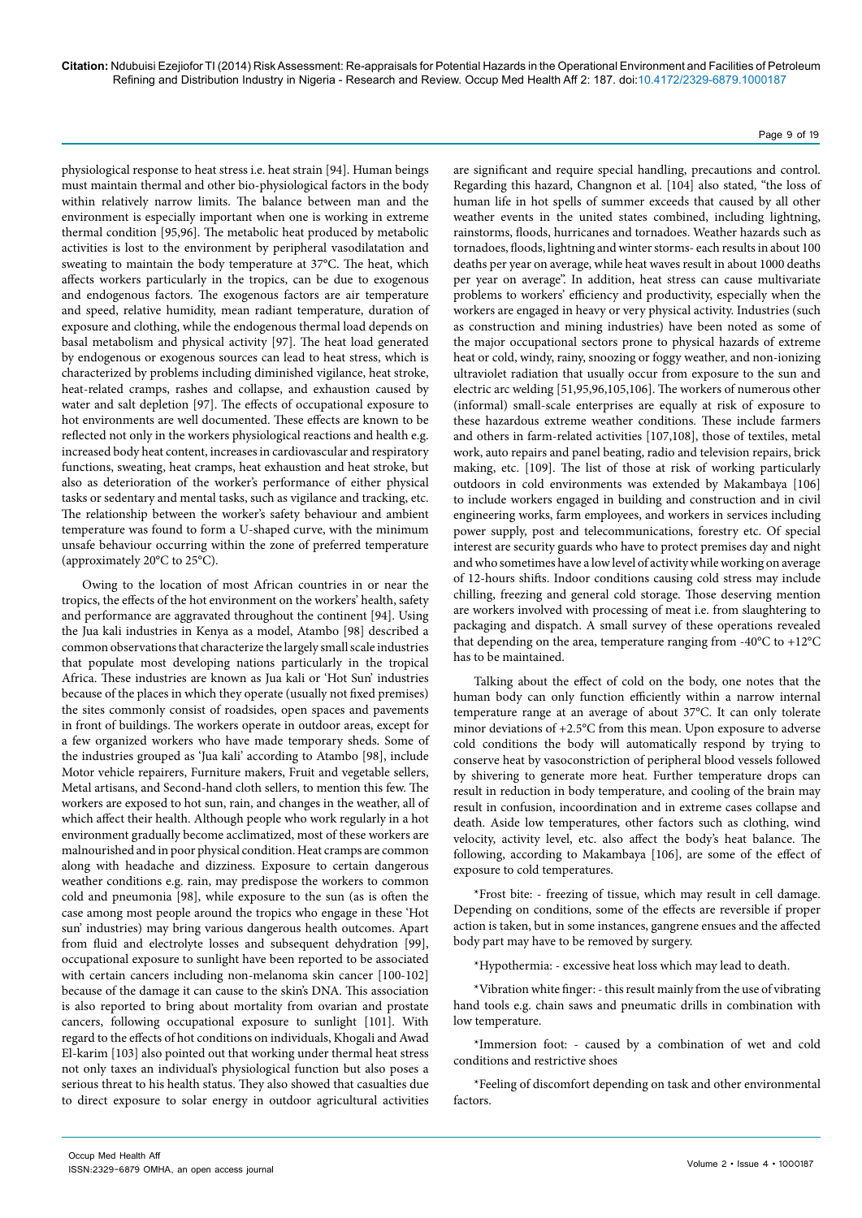physiological response to heat stress i.e. heat strain [94]. Human beings must maintain thermal and other bio-physiological factors in the body within relatively narrow limits. The balance between man and the environment is especially important when one is working in extreme thermal condition [95,96]. The metabolic heat produced by metabolic activities is lost to the environment by peripheral vasodilatation and sweating to maintain the body temperature at 37°C. The heat, which affects workers particularly in the tropics, can be due to exogenous and endogenous factors. The exogenous factors are air temperature and speed, relative humidity, mean radiant temperature, duration of exposure and clothing, while the endogenous thermal load depends on basal metabolism and physical activity [97]. The heat load generated by endogenous or exogenous sources can lead to heat stress, which is characterized by problems including diminished vigilance, heat stroke, heat-related cramps, rashes and collapse, and exhaustion caused by water and salt depletion [97]. The effects of occupational exposure to hot environments are well documented. These effects are known to be reflected not only in the workers physiological reactions and health e.g. increased body heat content, increases in cardiovascular and respiratory functions, sweating, heat cramps, heat exhaustion and heat stroke, but also as deterioration of the worker's performance of either physical tasks or sedentary and mental tasks, such as vigilance and tracking, etc. The relationship between the worker's safety behaviour and ambient temperature was found to form a U-shaped curve, with the minimum unsafe behaviour occurring within the zone of preferred temperature (approximately 20°C to 25°C).

Owing to the location of most African countries in or near the tropics, the effects of the hot environment on the workers' health, safety and performance are aggravated throughout the continent [94]. Using the Jua kali industries in Kenya as a model, Atambo [98] described a common observations that characterize the largely small scale industries that populate most developing nations particularly in the tropical Africa. These industries are known as Jua kali or 'Hot Sun' industries because of the places in which they operate (usually not fixed premises) the sites commonly consist of roadsides, open spaces and pavements in front of buildings. The workers operate in outdoor areas, except for a few organized workers who have made temporary sheds. Some of the industries grouped as 'Jua kali' according to Atambo [98], include Motor vehicle repairers, Furniture makers, Fruit and vegetable sellers, Metal artisans, and Second-hand cloth sellers, to mention this few. The workers are exposed to hot sun, rain, and changes in the weather, all of which affect their health. Although people who work regularly in a hot environment gradually become acclimatized, most of these workers are malnourished and in poor physical condition. Heat cramps are common along with headache and dizziness. Exposure to certain dangerous weather conditions e.g. rain, may predispose the workers to common cold and pneumonia [98], while exposure to the sun (as is often the case among most people around the tropics who engage in these 'Hot sun' industries) may bring various dangerous health outcomes. Apart from fluid and electrolyte losses and subsequent dehydration [99], occupational exposure to sunlight have been reported to be associated with certain cancers including non-melanoma skin cancer [100-102] because of the damage it can cause to the skin's DNA. This association is also reported to bring about mortality from ovarian and prostate cancers, following occupational exposure to sunlight [101]. With regard to the effects of hot conditions on individuals, Khogali and Awad El-karim [103] also pointed out that working under thermal heat stress not only taxes an individual's physiological function but also poses a serious threat to his health status. They also showed that casualties due to direct exposure to solar energy in outdoor agricultural activities are significant and require special handling, precautions and control. Regarding this hazard, Changnon et al. [104] also stated, "the loss of human life in hot spells of summer exceeds that caused by all other weather events in the united states combined, including lightning, rainstorms, floods, hurricanes and tornadoes. Weather hazards such as tornadoes, floods, lightning and winter storms- each results in about 100 deaths per year on average, while heat waves result in about 1000 deaths per year on average". In addition, heat stress can cause multivariate problems to workers' efficiency and productivity, especially when the workers are engaged in heavy or very physical activity. Industries (such as construction and mining industries) have been noted as some of the major occupational sectors prone to physical hazards of extreme heat or cold, windy, rainy, snoozing or foggy weather, and non-ionizing ultraviolet radiation that usually occur from exposure to the sun and electric arc welding [51,95,96,105,106]. The workers of numerous other (informal) small-scale enterprises are equally at risk of exposure to these hazardous extreme weather conditions. These include farmers and others in farm-related activities [107,108], those of textiles, metal work, auto repairs and panel beating, radio and television repairs, brick making, etc. [109]. The list of those at risk of working particularly outdoors in cold environments was extended by Makambaya [106] to include workers engaged in building and construction and in civil engineering works, farm employees, and workers in services including power supply, post and telecommunications, forestry etc. Of special interest are security guards who have to protect premises day and night and who sometimes have a low level of activity while working on average of 12-hours shifts. Indoor conditions causing cold stress may include chilling, freezing and general cold storage. Those deserving mention are workers involved with processing of meat i.e. from slaughtering to packaging and dispatch. A small survey of these operations revealed that depending on the area, temperature ranging from -40°C to +12°C has to be maintained.

Talking about the effect of cold on the body, one notes that the human body can only function efficiently within a narrow internal temperature range at an average of about 37°C. It can only tolerate minor deviations of +2.5°C from this mean. Upon exposure to adverse cold conditions the body will automatically respond by trying to conserve heat by vasoconstriction of peripheral blood vessels followed by shivering to generate more heat. Further temperature drops can result in reduction in body temperature, and cooling of the brain may result in confusion, incoordination and in extreme cases collapse and death. Aside low temperatures, other factors such as clothing, wind velocity, activity level, etc. also affect the body's heat balance. The following, according to Makambaya [106], are some of the effect of exposure to cold temperatures.

*Frost bite: - freezing of tissue, which may result in cell damage. Depending on conditions, some of the effects are reversible if proper action is taken, but in some instances, gangrene ensues and the affected body part may have to be removed by surgery.

*Hypothermia: - excessive heat loss which may lead to death.

*Vibration white finger: - this result mainly from the use of vibrating hand tools e.g. chain saws and pneumatic drills in combination with low temperature.

*Immersion foot: - caused by a combination of wet and cold conditions and restrictive shoes

*Feeling of discomfort depending on task and other environmental factors.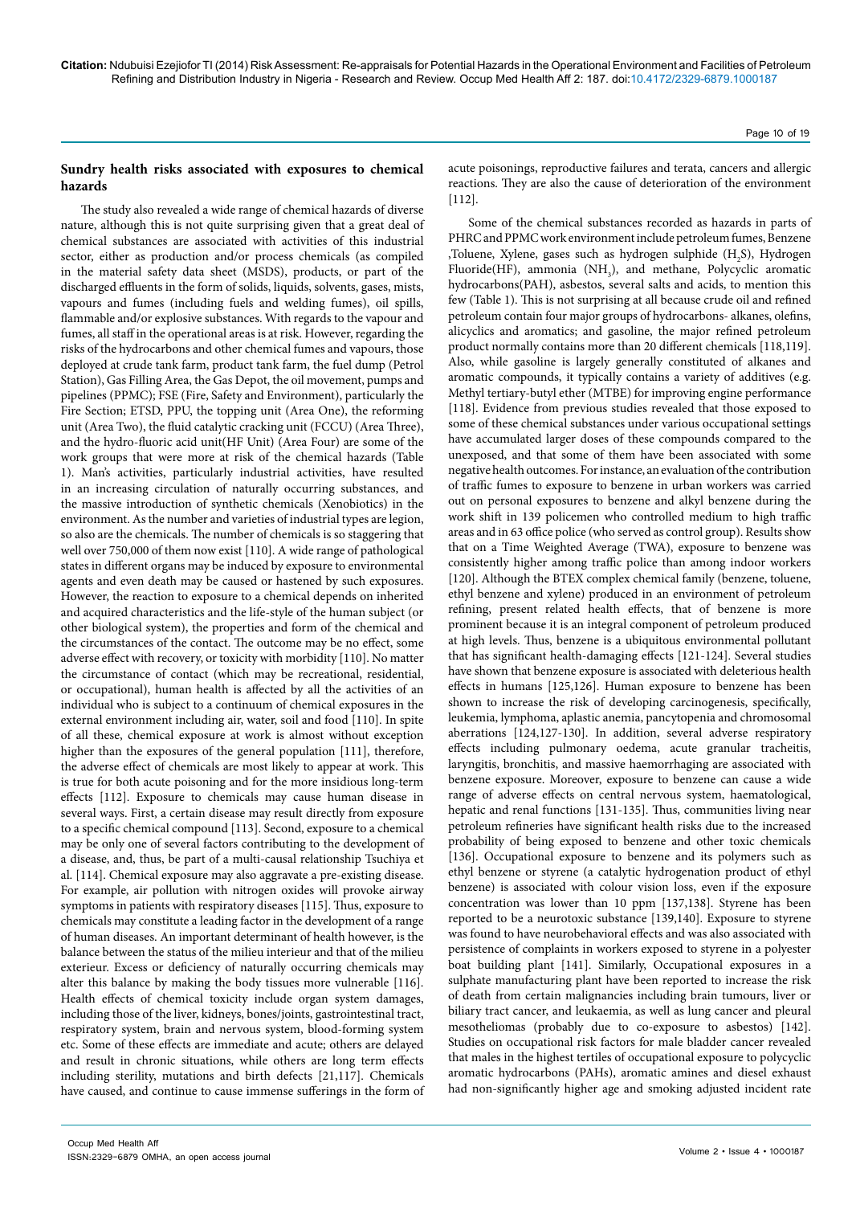### Sundry health risks associated with exposures to chemical hazards

The study also revealed a wide range of chemical hazards of diverse nature, although this is not quite surprising given that a great deal of chemical substances are associated with activities of this industrial sector, either as production and/or process chemicals (as compiled in the material safety data sheet (MSDS), products, or part of the discharged effluents in the form of solids, liquids, solvents, gases, mists, vapours and fumes (including fuels and welding fumes), oil spills, flammable and/or explosive substances. With regards to the vapour and fumes, all staff in the operational areas is at risk. However, regarding the risks of the hydrocarbons and other chemical fumes and vapours, those deployed at crude tank farm, product tank farm, the fuel dump (Petrol Station), Gas Filling Area, the Gas Depot, the oil movement, pumps and pipelines (PPMC); FSE (Fire, Safety and Environment), particularly the Fire Section; ETSD, PPU, the topping unit (Area One), the reforming unit (Area Two), the fluid catalytic cracking unit (FCCU) (Area Three), and the hydro-fluoric acid unit(HF Unit) (Area Four) are some of the work groups that were more at risk of the chemical hazards (Table 1). Man's activities, particularly industrial activities, have resulted in an increasing circulation of naturally occurring substances, and the massive introduction of synthetic chemicals (Xenobiotics) in the environment. As the number and varieties of industrial types are legion, so also are the chemicals. The number of chemicals is so staggering that well over 750,000 of them now exist [110]. A wide range of pathological states in different organs may be induced by exposure to environmental agents and even death may be caused or hastened by such exposures. However, the reaction to exposure to a chemical depends on inherited and acquired characteristics and the life-style of the human subject (or other biological system), the properties and form of the chemical and the circumstances of the contact. The outcome may be no effect, some adverse effect with recovery, or toxicity with morbidity [110]. No matter the circumstance of contact (which may be recreational, residential, or occupational), human health is affected by all the activities of an individual who is subject to a continuum of chemical exposures in the external environment including air, water, soil and food [110]. In spite of all these, chemical exposure at work is almost without exception higher than the exposures of the general population [111], therefore, the adverse effect of chemicals are most likely to appear at work. This is true for both acute poisoning and for the more insidious long-term effects [112]. Exposure to chemicals may cause human disease in several ways. First, a certain disease may result directly from exposure to a specific chemical compound [113]. Second, exposure to a chemical may be only one of several factors contributing to the development of a disease, and, thus, be part of a multi-causal relationship Tsuchiya et al. [114]. Chemical exposure may also aggravate a pre-existing disease. For example, air pollution with nitrogen oxides will provoke airway symptoms in patients with respiratory diseases [115]. Thus, exposure to chemicals may constitute a leading factor in the development of a range of human diseases. An important determinant of health however, is the balance between the status of the milieu interieur and that of the milieu exterieur. Excess or deficiency of naturally occurring chemicals may alter this balance by making the body tissues more vulnerable [116]. Health effects of chemical toxicity include organ system damages, including those of the liver, kidneys, bones/joints, gastrointestinal tract, respiratory system, brain and nervous system, blood-forming system etc. Some of these effects are immediate and acute; others are delayed and result in chronic situations, while others are long term effects including sterility, mutations and birth defects [21,117]. Chemicals have caused, and continue to cause immense sufferings in the form of acute poisonings, reproductive failures and terata, cancers and allergic reactions. They are also the cause of deterioration of the environment [112].

Some of the chemical substances recorded as hazards in parts of PHRC and PPMC work environment include petroleum fumes, Benzene ,Toluene, Xylene, gases such as hydrogen sulphide ($H_2S$), Hydrogen Fluoride(HF), ammonia ($NH_3$), and methane, Polycyclic aromatic hydrocarbons(PAH), asbestos, several salts and acids, to mention this few (Table 1). This is not surprising at all because crude oil and refined petroleum contain four major groups of hydrocarbons- alkanes, olefins, alicyclics and aromatics; and gasoline, the major refined petroleum product normally contains more than 20 different chemicals [118,119]. Also, while gasoline is largely generally constituted of alkanes and aromatic compounds, it typically contains a variety of additives (e.g. Methyl tertiary-butyl ether (MTBE) for improving engine performance [118]. Evidence from previous studies revealed that those exposed to some of these chemical substances under various occupational settings have accumulated larger doses of these compounds compared to the unexposed, and that some of them have been associated with some negative health outcomes. For instance, an evaluation of the contribution of traffic fumes to exposure to benzene in urban workers was carried out on personal exposures to benzene and alkyl benzene during the work shift in 139 policemen who controlled medium to high traffic areas and in 63 office police (who served as control group). Results show that on a Time Weighted Average (TWA), exposure to benzene was consistently higher among traffic police than among indoor workers [120]. Although the BTEX complex chemical family (benzene, toluene, ethyl benzene and xylene) produced in an environment of petroleum refining, present related health effects, that of benzene is more prominent because it is an integral component of petroleum produced at high levels. Thus, benzene is a ubiquitous environmental pollutant that has significant health-damaging effects [121-124]. Several studies have shown that benzene exposure is associated with deleterious health effects in humans [125,126]. Human exposure to benzene has been shown to increase the risk of developing carcinogenesis, specifically, leukemia, lymphoma, aplastic anemia, pancytopenia and chromosomal aberrations [124,127-130]. In addition, several adverse respiratory effects including pulmonary oedema, acute granular tracheitis, laryngitis, bronchitis, and massive haemorrhaging are associated with benzene exposure. Moreover, exposure to benzene can cause a wide range of adverse effects on central nervous system, haematological, hepatic and renal functions [131-135]. Thus, communities living near petroleum refineries have significant health risks due to the increased probability of being exposed to benzene and other toxic chemicals [136]. Occupational exposure to benzene and its polymers such as ethyl benzene or styrene (a catalytic hydrogenation product of ethyl benzene) is associated with colour vision loss, even if the exposure concentration was lower than 10 ppm [137,138]. Styrene has been reported to be a neurotoxic substance [139,140]. Exposure to styrene was found to have neurobehavioral effects and was also associated with persistence of complaints in workers exposed to styrene in a polyester boat building plant [141]. Similarly, Occupational exposures in a sulphate manufacturing plant have been reported to increase the risk of death from certain malignancies including brain tumours, liver or biliary tract cancer, and leukaemia, as well as lung cancer and pleural mesotheliomas (probably due to co-exposure to asbestos) [142]. Studies on occupational risk factors for male bladder cancer revealed that males in the highest tertiles of occupational exposure to polycyclic aromatic hydrocarbons (PAHs), aromatic amines and diesel exhaust had non-significantly higher age and smoking adjusted incident rate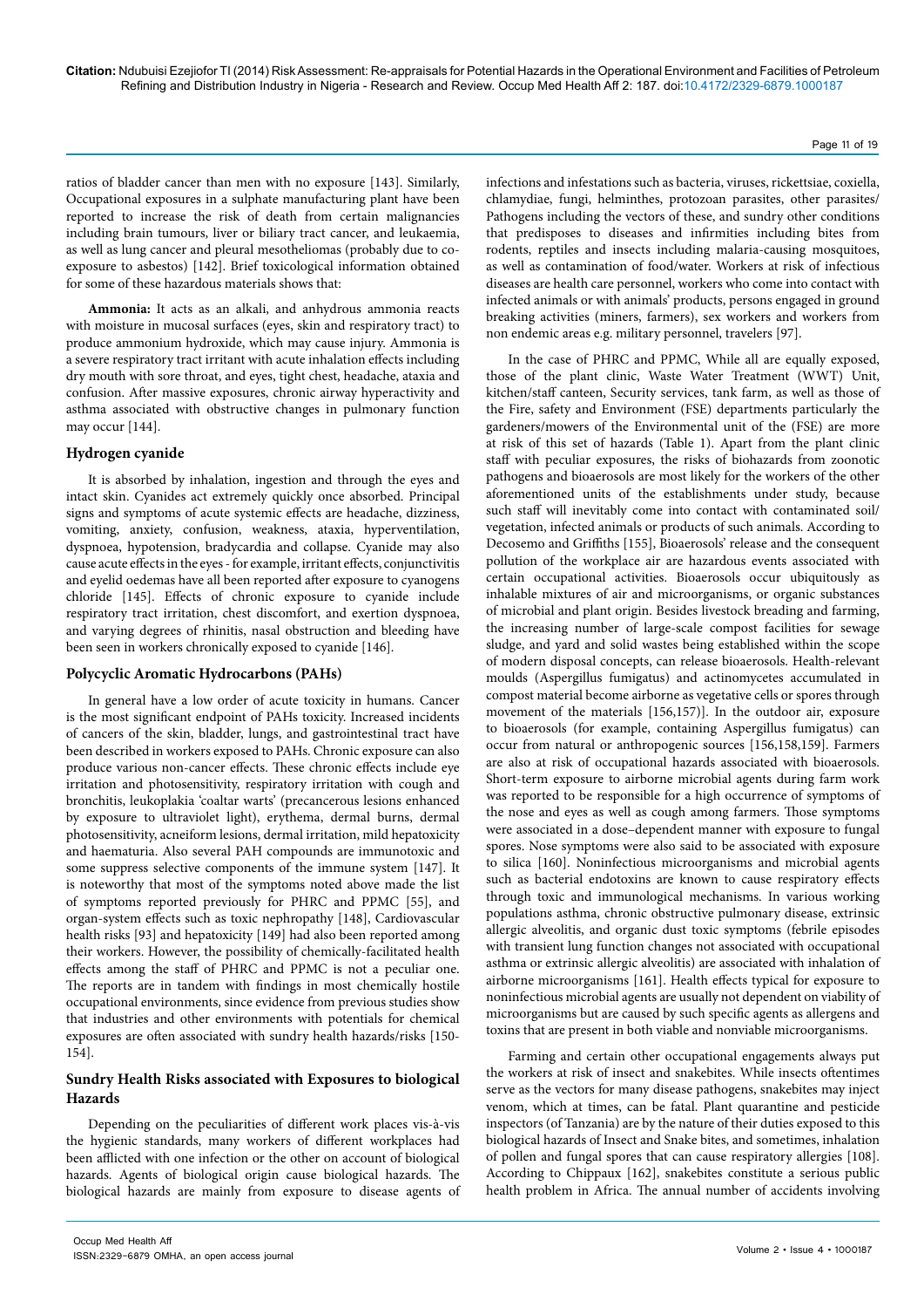ratios of bladder cancer than men with no exposure [143]. Similarly, Occupational exposures in a sulphate manufacturing plant have been reported to increase the risk of death from certain malignancies including brain tumours, liver or biliary tract cancer, and leukaemia, as well as lung cancer and pleural mesotheliomas (probably due to co-exposure to asbestos) [142]. Brief toxicological information obtained for some of these hazardous materials shows that:

**Ammonia:** It acts as an alkali, and anhydrous ammonia reacts with moisture in mucosal surfaces (eyes, skin and respiratory tract) to produce ammonium hydroxide, which may cause injury. Ammonia is a severe respiratory tract irritant with acute inhalation effects including dry mouth with sore throat, and eyes, tight chest, headache, ataxia and confusion. After massive exposures, chronic airway hyperactivity and asthma associated with obstructive changes in pulmonary function may occur [144].

### Hydrogen cyanide

It is absorbed by inhalation, ingestion and through the eyes and intact skin. Cyanides act extremely quickly once absorbed. Principal signs and symptoms of acute systemic effects are headache, dizziness, vomiting, anxiety, confusion, weakness, ataxia, hyperventilation, dyspnoea, hypotension, bradycardia and collapse. Cyanide may also cause acute effects in the eyes - for example, irritant effects, conjunctivitis and eyelid oedemas have all been reported after exposure to cyanogens chloride [145]. Effects of chronic exposure to cyanide include respiratory tract irritation, chest discomfort, and exertion dyspnoea, and varying degrees of rhinitis, nasal obstruction and bleeding have been seen in workers chronically exposed to cyanide [146].

### Polycyclic Aromatic Hydrocarbons (PAHs)

In general have a low order of acute toxicity in humans. Cancer is the most significant endpoint of PAHs toxicity. Increased incidents of cancers of the skin, bladder, lungs, and gastrointestinal tract have been described in workers exposed to PAHs. Chronic exposure can also produce various non-cancer effects. These chronic effects include eye irritation and photosensitivity, respiratory irritation with cough and bronchitis, leukoplakia 'coaltar warts' (precancerous lesions enhanced by exposure to ultraviolet light), erythema, dermal burns, dermal photosensitivity, acneiform lesions, dermal irritation, mild hepatotoxicity and haematuria. Also several PAH compounds are immunotoxic and some suppress selective components of the immune system [147]. It is noteworthy that most of the symptoms noted above made the list of symptoms reported previously for PHRC and PPMC [55], and organ-system effects such as toxic nephropathy [148], Cardiovascular health risks [93] and hepatoxicity [149] had also been reported among their workers. However, the possibility of chemically-facilitated health effects among the staff of PHRC and PPMC is not a peculiar one. The reports are in tandem with findings in most chemically hostile occupational environments, since evidence from previous studies show that industries and other environments with potentials for chemical exposures are often associated with sundry health hazards/risks [150-154].

### Sundry Health Risks associated with Exposures to biological Hazards

Depending on the peculiarities of different work places vis-à-vis the hygienic standards, many workers of different workplaces had been afflicted with one infection or the other on account of biological hazards. Agents of biological origin cause biological hazards. The biological hazards are mainly from exposure to disease agents of infections and infestations such as bacteria, viruses, rickettsiae, coxiella, chlamydiae, fungi, helminthes, protozoan parasites, other parasites/Pathogens including the vectors of these, and sundry other conditions that predisposes to diseases and infirmities including bites from rodents, reptiles and insects including malaria-causing mosquitoes, as well as contamination of food/water. Workers at risk of infectious diseases are health care personnel, workers who come into contact with infected animals or with animals' products, persons engaged in ground breaking activities (miners, farmers), sex workers and workers from non endemic areas e.g. military personnel, travelers [97].

In the case of PHRC and PPMC, While all are equally exposed, those of the plant clinic, Waste Water Treatment (WWT) Unit, kitchen/staff canteen, Security services, tank farm, as well as those of the Fire, safety and Environment (FSE) departments particularly the gardeners/mowers of the Environmental unit of the (FSE) are more at risk of this set of hazards (Table 1). Apart from the plant clinic staff with peculiar exposures, the risks of biohazards from zoonotic pathogens and bioaerosols are most likely for the workers of the other aforementioned units of the establishments under study, because such staff will inevitably come into contact with contaminated soil/vegetation, infected animals or products of such animals. According to Decosemo and Griffiths [155], Bioaerosols' release and the consequent pollution of the workplace air are hazardous events associated with certain occupational activities. Bioaerosols occur ubiquitously as inhalable mixtures of air and microorganisms, or organic substances of microbial and plant origin. Besides livestock breading and farming, the increasing number of large-scale compost facilities for sewage sludge, and yard and solid wastes being established within the scope of modern disposal concepts, can release bioaerosols. Health-relevant moulds (Aspergillus fumigatus) and actinomycetes accumulated in compost material become airborne as vegetative cells or spores through movement of the materials [156,157)]. In the outdoor air, exposure to bioaerosols (for example, containing Aspergillus fumigatus) can occur from natural or anthropogenic sources [156,158,159]. Farmers are also at risk of occupational hazards associated with bioaerosols. Short-term exposure to airborne microbial agents during farm work was reported to be responsible for a high occurrence of symptoms of the nose and eyes as well as cough among farmers. Those symptoms were associated in a dose–dependent manner with exposure to fungal spores. Nose symptoms were also said to be associated with exposure to silica [160]. Noninfectious microorganisms and microbial agents such as bacterial endotoxins are known to cause respiratory effects through toxic and immunological mechanisms. In various working populations asthma, chronic obstructive pulmonary disease, extrinsic allergic alveolitis, and organic dust toxic symptoms (febrile episodes with transient lung function changes not associated with occupational asthma or extrinsic allergic alveolitis) are associated with inhalation of airborne microorganisms [161]. Health effects typical for exposure to noninfectious microbial agents are usually not dependent on viability of microorganisms but are caused by such specific agents as allergens and toxins that are present in both viable and nonviable microorganisms.

Farming and certain other occupational engagements always put the workers at risk of insect and snakebites. While insects oftentimes serve as the vectors for many disease pathogens, snakebites may inject venom, which at times, can be fatal. Plant quarantine and pesticide inspectors (of Tanzania) are by the nature of their duties exposed to this biological hazards of Insect and Snake bites, and sometimes, inhalation of pollen and fungal spores that can cause respiratory allergies [108]. According to Chippaux [162], snakebites constitute a serious public health problem in Africa. The annual number of accidents involving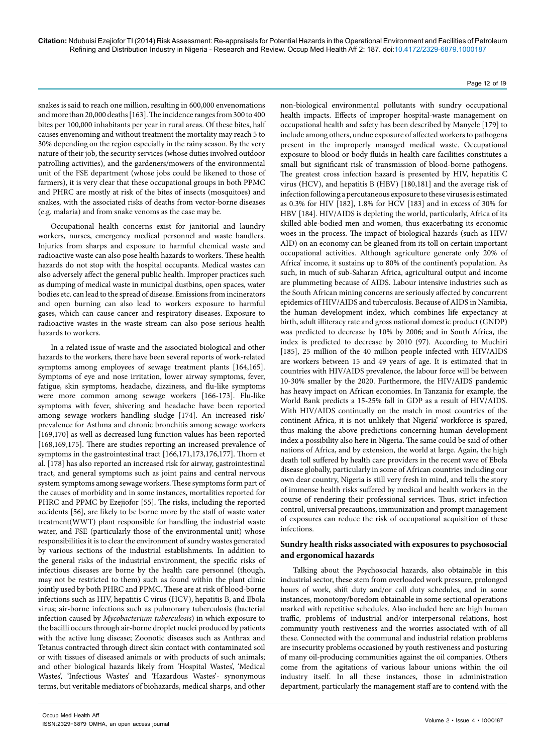snakes is said to reach one million, resulting in 600,000 envenomations and more than 20,000 deaths [163]. The incidence ranges from 300 to 400 bites per 100,000 inhabitants per year in rural areas. Of these bites, half causes envenoming and without treatment the mortality may reach 5 to 30% depending on the region especially in the rainy season. By the very nature of their job, the security services (whose duties involved outdoor patrolling activities), and the gardeners/mowers of the environmental unit of the FSE department (whose jobs could be likened to those of farmers), it is very clear that these occupational groups in both PPMC and PHRC are mostly at risk of the bites of insects (mosquitoes) and snakes, with the associated risks of deaths from vector-borne diseases (e.g. malaria) and from snake venoms as the case may be.

Occupational health concerns exist for janitorial and laundry workers, nurses, emergency medical personnel and waste handlers. Injuries from sharps and exposure to harmful chemical waste and radioactive waste can also pose health hazards to workers. These health hazards do not stop with the hospital occupants. Medical wastes can also adversely affect the general public health. Improper practices such as dumping of medical waste in municipal dustbins, open spaces, water bodies etc. can lead to the spread of disease. Emissions from incinerators and open burning can also lead to workers exposure to harmful gases, which can cause cancer and respiratory diseases. Exposure to radioactive wastes in the waste stream can also pose serious health hazards to workers.

In a related issue of waste and the associated biological and other hazards to the workers, there have been several reports of work-related symptoms among employees of sewage treatment plants [164,165]. Symptoms of eye and nose irritation, lower airway symptoms, fever, fatigue, skin symptoms, headache, dizziness, and flu-like symptoms were more common among sewage workers [166-173]. Flu-like symptoms with fever, shivering and headache have been reported among sewage workers handling sludge [174]. An increased risk/prevalence for Asthma and chronic bronchitis among sewage workers [169,170] as well as decreased lung function values has been reported [168,169,175]. There are studies reporting an increased prevalence of symptoms in the gastrointestinal tract [166,171,173,176,177]. Thorn et al. [178] has also reported an increased risk for airway, gastrointestinal tract, and general symptoms such as joint pains and central nervous system symptoms among sewage workers. These symptoms form part of the causes of morbidity and in some instances, mortalities reported for PHRC and PPMC by Ezejiofor [55]. The risks, including the reported accidents [56], are likely to be borne more by the staff of waste water treatment(WWT) plant responsible for handling the industrial waste water, and FSE (particularly those of the environmental unit) whose responsibilities it is to clear the environment of sundry wastes generated by various sections of the industrial establishments. In addition to the general risks of the industrial environment, the specific risks of infectious diseases are borne by the health care personnel (though, may not be restricted to them) such as found within the plant clinic jointly used by both PHRC and PPMC. These are at risk of blood-borne infections such as HIV, hepatitis C virus (HCV), hepatitis B, and Ebola virus; air-borne infections such as pulmonary tuberculosis (bacterial infection caused by *Mycobacterium tuberculosis*) in which exposure to the bacilli occurs through air-borne droplet nuclei produced by patients with the active lung disease; Zoonotic diseases such as Anthrax and Tetanus contracted through direct skin contact with contaminated soil or with tissues of diseased animals or with products of such animals; and other biological hazards likely from 'Hospital Wastes', 'Medical Wastes', 'Infectious Wastes' and 'Hazardous Wastes'- synonymous terms, but veritable mediators of biohazards, medical sharps, and other non-biological environmental pollutants with sundry occupational health impacts. Effects of improper hospital-waste management on occupational health and safety has been described by Manyele [179] to include among others, undue exposure of affected workers to pathogens present in the improperly managed medical waste. Occupational exposure to blood or body fluids in health care facilities constitutes a small but significant risk of transmission of blood-borne pathogens. The greatest cross infection hazard is presented by HIV, hepatitis C virus (HCV), and hepatitis B (HBV) [180,181] and the average risk of infection following a percutaneous exposure to these viruses is estimated as 0.3% for HIV [182], 1.8% for HCV [183] and in excess of 30% for HBV [184]. HIV/AIDS is depleting the world, particularly, Africa of its skilled able-bodied men and women, thus exacerbating its economic woes in the process. The impact of biological hazards (such as HIV/AID) on an economy can be gleaned from its toll on certain important occupational activities. Although agriculture generate only 20% of Africa' income, it sustains up to 80% of the continent's population. As such, in much of sub-Saharan Africa, agricultural output and income are plummeting because of AIDS. Labour intensive industries such as the South African mining concerns are seriously affected by concurrent epidemics of HIV/AIDS and tuberculosis. Because of AIDS in Namibia, the human development index, which combines life expectancy at birth, adult illiteracy rate and gross national domestic product (GNDP) was predicted to decrease by 10% by 2006; and in South Africa, the index is predicted to decrease by 2010 (97). According to Muchiri [185], 25 million of the 40 million people infected with HIV/AIDS are workers between 15 and 49 years of age. It is estimated that in countries with HIV/AIDS prevalence, the labour force will be between 10-30% smaller by the 2020. Furthermore, the HIV/AIDS pandemic has heavy impact on African economies. In Tanzania for example, the World Bank predicts a 15-25% fall in GDP as a result of HIV/AIDS. With HIV/AIDS continually on the match in most countries of the continent Africa, it is not unlikely that Nigeria' workforce is spared, thus making the above predictions concerning human development index a possibility also here in Nigeria. The same could be said of other nations of Africa, and by extension, the world at large. Again, the high death toll suffered by health care providers in the recent wave of Ebola disease globally, particularly in some of African countries including our own dear country, Nigeria is still very fresh in mind, and tells the story of immense health risks suffered by medical and health workers in the course of rendering their professional services. Thus, strict infection control, universal precautions, immunization and prompt management of exposures can reduce the risk of occupational acquisition of these infections.

## Sundry health risks associated with exposures to psychosocial and ergonomical hazards

Talking about the Psychosocial hazards, also obtainable in this industrial sector, these stem from overloaded work pressure, prolonged hours of work, shift duty and/or call duty schedules, and in some instances, monotony/boredom obtainable in some sectional operations marked with repetitive schedules. Also included here are high human traffic, problems of industrial and/or interpersonal relations, host community youth restiveness and the worries associated with of all these. Connected with the communal and industrial relation problems are insecurity problems occasioned by youth restiveness and posturing of many oil-producing communities against the oil companies. Others come from the agitations of various labour unions within the oil industry itself. In all these instances, those in administration department, particularly the management staff are to contend with the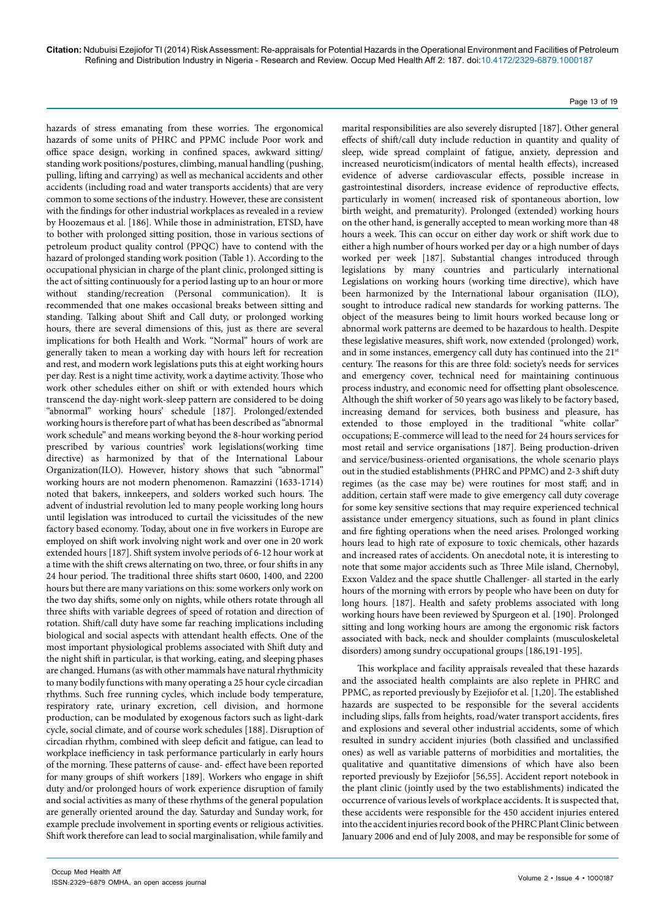hazards of stress emanating from these worries. The ergonomical hazards of some units of PHRC and PPMC include Poor work and office space design, working in confined spaces, awkward sitting/standing work positions/postures, climbing, manual handling (pushing, pulling, lifting and carrying) as well as mechanical accidents and other accidents (including road and water transports accidents) that are very common to some sections of the industry. However, these are consistent with the findings for other industrial workplaces as revealed in a review by Hoozemaus et al. [186]. While those in administration, ETSD, have to bother with prolonged sitting position, those in various sections of petroleum product quality control (PPQC) have to contend with the hazard of prolonged standing work position (Table 1). According to the occupational physician in charge of the plant clinic, prolonged sitting is the act of sitting continuously for a period lasting up to an hour or more without standing/recreation (Personal communication). It is recommended that one makes occasional breaks between sitting and standing. Talking about Shift and Call duty, or prolonged working hours, there are several dimensions of this, just as there are several implications for both Health and Work. "Normal" hours of work are generally taken to mean a working day with hours left for recreation and rest, and modern work legislations puts this at eight working hours per day. Rest is a night time activity, work a daytime activity. Those who work other schedules either on shift or with extended hours which transcend the day-night work-sleep pattern are considered to be doing "abnormal" working hours' schedule [187]. Prolonged/extended working hours is therefore part of what has been described as "abnormal work schedule" and means working beyond the 8-hour working period prescribed by various countries' work legislations(working time directive) as harmonized by that of the International Labour Organization(ILO). However, history shows that such "abnormal" working hours are not modern phenomenon. Ramazzini (1633-1714) noted that bakers, innkeepers, and solders worked such hours. The advent of industrial revolution led to many people working long hours until legislation was introduced to curtail the vicissitudes of the new factory based economy. Today, about one in five workers in Europe are employed on shift work involving night work and over one in 20 work extended hours [187]. Shift system involve periods of 6-12 hour work at a time with the shift crews alternating on two, three, or four shifts in any 24 hour period. The traditional three shifts start 0600, 1400, and 2200 hours but there are many variations on this: some workers only work on the two day shifts, some only on nights, while others rotate through all three shifts with variable degrees of speed of rotation and direction of rotation. Shift/call duty have some far reaching implications including biological and social aspects with attendant health effects. One of the most important physiological problems associated with Shift duty and the night shift in particular, is that working, eating, and sleeping phases are changed. Humans (as with other mammals have natural rhythmicity to many bodily functions with many operating a 25 hour cycle circadian rhythms. Such free running cycles, which include body temperature, respiratory rate, urinary excretion, cell division, and hormone production, can be modulated by exogenous factors such as light-dark cycle, social climate, and of course work schedules [188]. Disruption of circadian rhythm, combined with sleep deficit and fatigue, can lead to workplace inefficiency in task performance particularly in early hours of the morning. These patterns of cause- and- effect have been reported for many groups of shift workers [189]. Workers who engage in shift duty and/or prolonged hours of work experience disruption of family and social activities as many of these rhythms of the general population are generally oriented around the day. Saturday and Sunday work, for example preclude involvement in sporting events or religious activities. Shift work therefore can lead to social marginalisation, while family and marital responsibilities are also severely disrupted [187]. Other general effects of shift/call duty include reduction in quantity and quality of sleep, wide spread complaint of fatigue, anxiety, depression and increased neuroticism(indicators of mental health effects), increased evidence of adverse cardiovascular effects, possible increase in gastrointestinal disorders, increase evidence of reproductive effects, particularly in women( increased risk of spontaneous abortion, low birth weight, and prematurity). Prolonged (extended) working hours on the other hand, is generally accepted to mean working more than 48 hours a week. This can occur on either day work or shift work due to either a high number of hours worked per day or a high number of days worked per week [187]. Substantial changes introduced through legislations by many countries and particularly international Legislations on working hours (working time directive), which have been harmonized by the International labour organisation (ILO), sought to introduce radical new standards for working patterns. The object of the measures being to limit hours worked because long or abnormal work patterns are deemed to be hazardous to health. Despite these legislative measures, shift work, now extended (prolonged) work, and in some instances, emergency call duty has continued into the 21st century. The reasons for this are three fold: society's needs for services and emergency cover, technical need for maintaining continuous process industry, and economic need for offsetting plant obsolescence. Although the shift worker of 50 years ago was likely to be factory based, increasing demand for services, both business and pleasure, has extended to those employed in the traditional "white collar" occupations; E-commerce will lead to the need for 24 hours services for most retail and service organisations [187]. Being production-driven and service/business-oriented organisations, the whole scenario plays out in the studied establishments (PHRC and PPMC) and 2-3 shift duty regimes (as the case may be) were routines for most staff; and in addition, certain staff were made to give emergency call duty coverage for some key sensitive sections that may require experienced technical assistance under emergency situations, such as found in plant clinics and fire fighting operations when the need arises. Prolonged working hours lead to high rate of exposure to toxic chemicals, other hazards and increased rates of accidents. On anecdotal note, it is interesting to note that some major accidents such as Three Mile island, Chernobyl, Exxon Valdez and the space shuttle Challenger- all started in the early hours of the morning with errors by people who have been on duty for long hours. [187]. Health and safety problems associated with long working hours have been reviewed by Spurgeon et al. [190]. Prolonged sitting and long working hours are among the ergonomic risk factors associated with back, neck and shoulder complaints (musculoskeletal disorders) among sundry occupational groups [186,191-195].

This workplace and facility appraisals revealed that these hazards and the associated health complaints are also replete in PHRC and PPMC, as reported previously by Ezejiofor et al. [1,20]. The established hazards are suspected to be responsible for the several accidents including slips, falls from heights, road/water transport accidents, fires and explosions and several other industrial accidents, some of which resulted in sundry accident injuries (both classified and unclassified ones) as well as variable patterns of morbidities and mortalities, the qualitative and quantitative dimensions of which have also been reported previously by Ezejiofor [56,55]. Accident report notebook in the plant clinic (jointly used by the two establishments) indicated the occurrence of various levels of workplace accidents. It is suspected that, these accidents were responsible for the 450 accident injuries entered into the accident injuries record book of the PHRC Plant Clinic between January 2006 and end of July 2008, and may be responsible for some of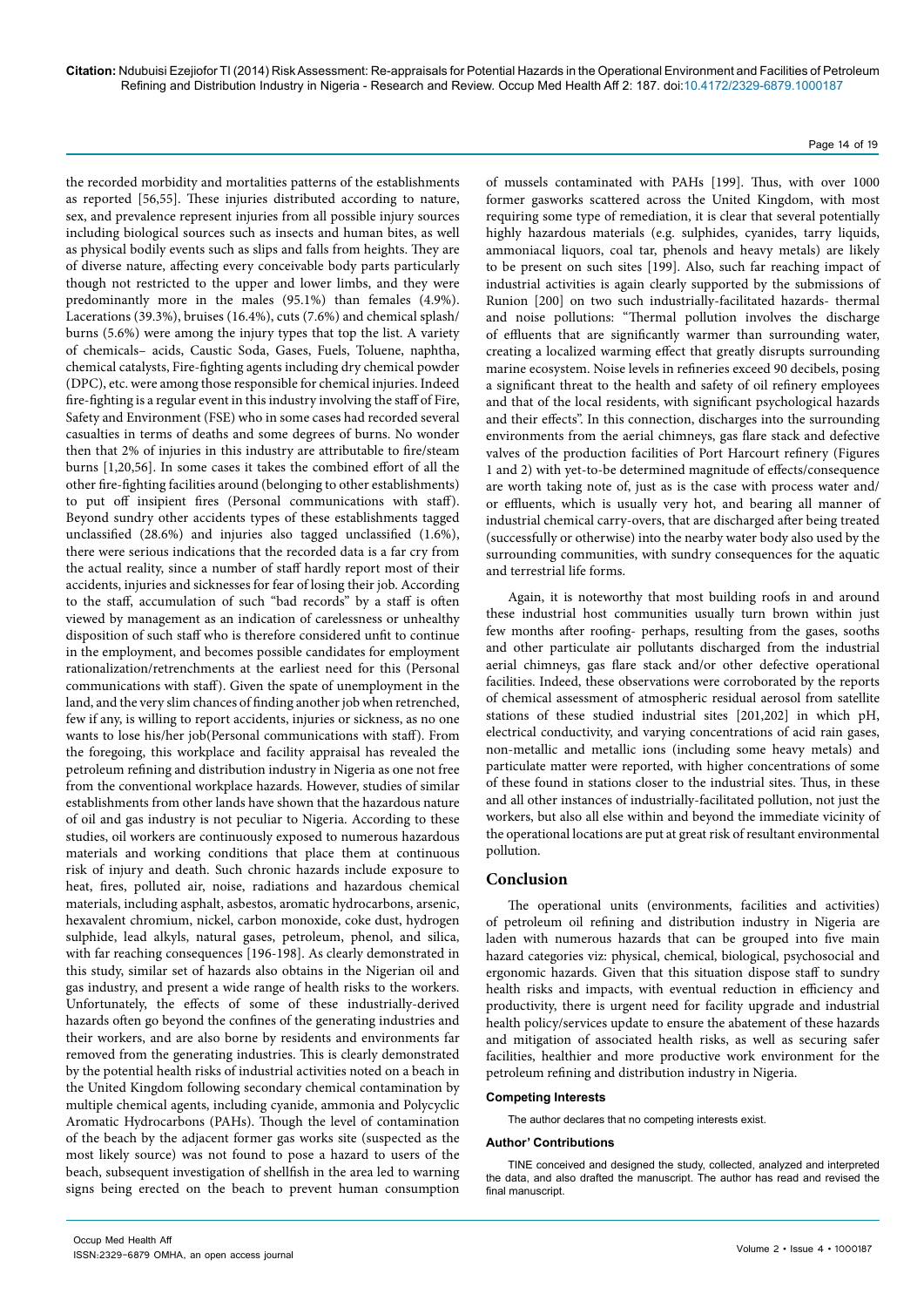the recorded morbidity and mortalities patterns of the establishments as reported [56,55]. These injuries distributed according to nature, sex, and prevalence represent injuries from all possible injury sources including biological sources such as insects and human bites, as well as physical bodily events such as slips and falls from heights. They are of diverse nature, affecting every conceivable body parts particularly though not restricted to the upper and lower limbs, and they were predominantly more in the males (95.1%) than females (4.9%). Lacerations (39.3%), bruises (16.4%), cuts (7.6%) and chemical splash/burns (5.6%) were among the injury types that top the list. A variety of chemicals– acids, Caustic Soda, Gases, Fuels, Toluene, naphtha, chemical catalysts, Fire-fighting agents including dry chemical powder (DPC), etc. were among those responsible for chemical injuries. Indeed fire-fighting is a regular event in this industry involving the staff of Fire, Safety and Environment (FSE) who in some cases had recorded several casualties in terms of deaths and some degrees of burns. No wonder then that 2% of injuries in this industry are attributable to fire/steam burns [1,20,56]. In some cases it takes the combined effort of all the other fire-fighting facilities around (belonging to other establishments) to put off insipient fires (Personal communications with staff). Beyond sundry other accidents types of these establishments tagged unclassified (28.6%) and injuries also tagged unclassified (1.6%), there were serious indications that the recorded data is a far cry from the actual reality, since a number of staff hardly report most of their accidents, injuries and sicknesses for fear of losing their job. According to the staff, accumulation of such "bad records" by a staff is often viewed by management as an indication of carelessness or unhealthy disposition of such staff who is therefore considered unfit to continue in the employment, and becomes possible candidates for employment rationalization/retrenchments at the earliest need for this (Personal communications with staff). Given the spate of unemployment in the land, and the very slim chances of finding another job when retrenched, few if any, is willing to report accidents, injuries or sickness, as no one wants to lose his/her job(Personal communications with staff). From the foregoing, this workplace and facility appraisal has revealed the petroleum refining and distribution industry in Nigeria as one not free from the conventional workplace hazards. However, studies of similar establishments from other lands have shown that the hazardous nature of oil and gas industry is not peculiar to Nigeria. According to these studies, oil workers are continuously exposed to numerous hazardous materials and working conditions that place them at continuous risk of injury and death. Such chronic hazards include exposure to heat, fires, polluted air, noise, radiations and hazardous chemical materials, including asphalt, asbestos, aromatic hydrocarbons, arsenic, hexavalent chromium, nickel, carbon monoxide, coke dust, hydrogen sulphide, lead alkyls, natural gases, petroleum, phenol, and silica, with far reaching consequences [196-198]. As clearly demonstrated in this study, similar set of hazards also obtains in the Nigerian oil and gas industry, and present a wide range of health risks to the workers. Unfortunately, the effects of some of these industrially-derived hazards often go beyond the confines of the generating industries and their workers, and are also borne by residents and environments far removed from the generating industries. This is clearly demonstrated by the potential health risks of industrial activities noted on a beach in the United Kingdom following secondary chemical contamination by multiple chemical agents, including cyanide, ammonia and Polycyclic Aromatic Hydrocarbons (PAHs). Though the level of contamination of the beach by the adjacent former gas works site (suspected as the most likely source) was not found to pose a hazard to users of the beach, subsequent investigation of shellfish in the area led to warning signs being erected on the beach to prevent human consumption of mussels contaminated with PAHs [199]. Thus, with over 1000 former gasworks scattered across the United Kingdom, with most requiring some type of remediation, it is clear that several potentially highly hazardous materials (e.g. sulphides, cyanides, tarry liquids, ammoniacal liquors, coal tar, phenols and heavy metals) are likely to be present on such sites [199]. Also, such far reaching impact of industrial activities is again clearly supported by the submissions of Runion [200] on two such industrially-facilitated hazards- thermal and noise pollutions: "Thermal pollution involves the discharge of effluents that are significantly warmer than surrounding water, creating a localized warming effect that greatly disrupts surrounding marine ecosystem. Noise levels in refineries exceed 90 decibels, posing a significant threat to the health and safety of oil refinery employees and that of the local residents, with significant psychological hazards and their effects". In this connection, discharges into the surrounding environments from the aerial chimneys, gas flare stack and defective valves of the production facilities of Port Harcourt refinery (Figures 1 and 2) with yet-to-be determined magnitude of effects/consequence are worth taking note of, just as is the case with process water and/or effluents, which is usually very hot, and bearing all manner of industrial chemical carry-overs, that are discharged after being treated (successfully or otherwise) into the nearby water body also used by the surrounding communities, with sundry consequences for the aquatic and terrestrial life forms.

Again, it is noteworthy that most building roofs in and around these industrial host communities usually turn brown within just few months after roofing- perhaps, resulting from the gases, sooths and other particulate air pollutants discharged from the industrial aerial chimneys, gas flare stack and/or other defective operational facilities. Indeed, these observations were corroborated by the reports of chemical assessment of atmospheric residual aerosol from satellite stations of these studied industrial sites [201,202] in which pH, electrical conductivity, and varying concentrations of acid rain gases, non-metallic and metallic ions (including some heavy metals) and particulate matter were reported, with higher concentrations of some of these found in stations closer to the industrial sites. Thus, in these and all other instances of industrially-facilitated pollution, not just the workers, but also all else within and beyond the immediate vicinity of the operational locations are put at great risk of resultant environmental pollution.

## Conclusion

The operational units (environments, facilities and activities) of petroleum oil refining and distribution industry in Nigeria are laden with numerous hazards that can be grouped into five main hazard categories viz: physical, chemical, biological, psychosocial and ergonomic hazards. Given that this situation dispose staff to sundry health risks and impacts, with eventual reduction in efficiency and productivity, there is urgent need for facility upgrade and industrial health policy/services update to ensure the abatement of these hazards and mitigation of associated health risks, as well as securing safer facilities, healthier and more productive work environment for the petroleum refining and distribution industry in Nigeria.

### Competing Interests

The author declares that no competing interests exist.

### Author' Contributions

TINE conceived and designed the study, collected, analyzed and interpreted the data, and also drafted the manuscript. The author has read and revised the final manuscript.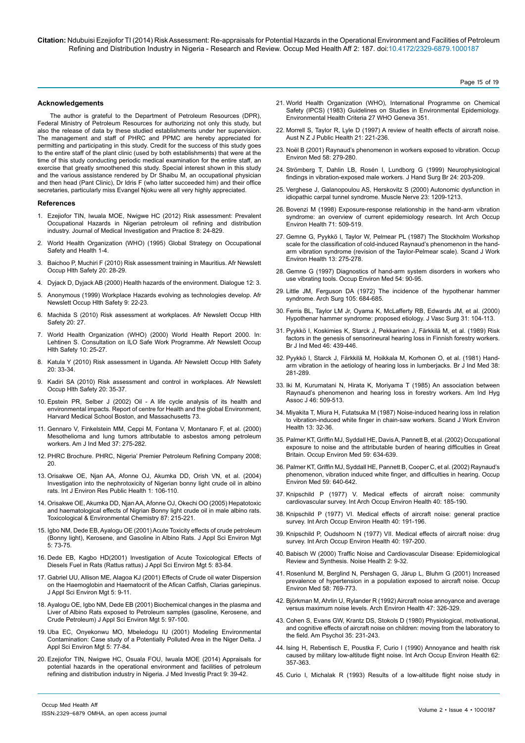## Acknowledgements

The author is grateful to the Department of Petroleum Resources (DPR), Federal Ministry of Petroleum Resources for authorizing not only this study, but also the release of data by these studied establishments under her supervision. The management and staff of PHRC and PPMC are hereby appreciated for permitting and participating in this study. Credit for the success of this study goes to the entire staff of the plant clinic (used by both establishments) that were at the time of this study conducting periodic medical examination for the entire staff, an exercise that greatly smoothened this study. Special interest shown in this study and the various assistance rendered by Dr Shaibu M, an occupational physician and then head (Pant Clinic), Dr Idris F (who latter succeeded him) and their office secretaries, particularly miss Evangel Njoku were all very highly appreciated.

## References

1. Ezejiofor TIN, Iwuala MOE, Nwigwe HC (2012) Risk assessment: Prevalent Occupational Hazards in Nigerian petroleum oil refining and distribution industry. Journal of Medical Investigation and Practice 8: 24-829.
2. World Health Organization (WHO) (1995) Global Strategy on Occupational Safety and Health 1-4.
3. Baichoo P, Muchiri F (2010) Risk assessment training in Mauritius. Afr Newslett Occup Hlth Safety 20: 28-29.
4. Dyjack D, Dyjack AB (2000) Health hazards of the environment. Dialogue 12: 3.
5. Anonymous (1999) Workplace Hazards evolving as technologies develop. Afr Newslett Occup Hlth Safety 9: 22-23.
6. Machida S (2010) Risk assessment at workplaces. Afr Newslett Occup Hlth Safety 20: 27.
7. World Health Organization (WHO) (2000) World Health Report 2000. In: Lehtinen S. Consultation on ILO Safe Work Programme. Afr Newslett Occup Hlth Safety 10: 25-27.
8. Katula Y (2010) Risk assessment in Uganda. Afr Newslett Occup Hlth Safety 20: 33-34.
9. Kadiri SA (2010) Risk assessment and control in workplaces. Afr Newslett Occup Hlth Safety 20: 35-37.
10. Epstein PR, Selber J (2002) Oil - A life cycle analysis of its health and environmental impacts. Report of centre for Health and the global Environment, Harvard Medical School Boston, and Massachusetts 73.
11. Gennaro V, Finkelstein MM, Ceppi M, Fontana V, Montanaro F, et al. (2000) Mesothelioma and lung tumors attributable to asbestos among petroleum workers. Am J Ind Med 37: 275-282.
12. PHRC Brochure. PHRC, Nigeria' Premier Petroleum Refining Company 2008; 20.
13. Orisakwe OE, Njan AA, Afonne OJ, Akumka DD, Orish VN, et al. (2004) Investigation into the nephrotoxicity of Nigerian bonny light crude oil in albino rats. Int J Environ Res Public Health 1: 106-110.
14. Orisakwe OE, Akumka DD, Njan AA, Afonne OJ, Okechi OO (2005) Hepatotoxic and haematological effects of Nigrian Bonny light crude oil in male albino rats. Toxicological & Environmental Chemistry 87: 215-221.
15. Igbo NM, Dede EB, Ayalogu OE (2001) Acute Toxicity effects of crude petroleum (Bonny light), Kerosene, and Gasoline in Albino Rats. J Appl Sci Environ Mgt 5: 73-75.
16. Dede EB, Kagbo HD(2001) Investigation of Acute Toxicological Effects of Diesels Fuel in Rats (Rattus rattus) J Appl Sci Environ Mgt 5: 83-84.
17. Gabriel UU, Allison ME, Alagoa KJ (2001) Effects of Crude oil water Dispersion on the Haemoglobin and Haematocrit of the Afican Catfish, Clarias gariepinus. J Appl Sci Environ Mgt 5: 9-11.
18. Ayalogu OE, Igbo NM, Dede EB (2001) Biochemical changes in the plasma and Liver of Albino Rats exposed to Petroleum samples (gasoline, Kerosene, and Crude Petroleum) J Appl Sci Environ Mgt 5: 97-100.
19. Uba EC, Onyekonwu MO, Mbeledogu IU (2001) Modeling Environmental Contamination: Case study of a Potentially Polluted Area in the Niger Delta. J Appl Sci Environ Mgt 5: 77-84.
20. Ezejiofor TIN, Nwigwe HC, Osuala FOU, Iwuala MOE (2014) Appraisals for potential hazards in the operational environment and facilities of petroleum refining and distribution industry in Nigeria. J Med Investig Pract 9: 39-42.
21. World Health Organization (WHO), International Programme on Chemical Safety (IPCS) (1983) Guidelines on Studies in Environmental Epidemiology. Environmental Health Criteria 27 WHO Geneva 351.
22. Morrell S, Taylor R, Lyle D (1997) A review of health effects of aircraft noise. Aust N Z J Public Health 21: 221-236.
23. Noël B (2001) Raynaud's phenomenon in workers exposed to vibration. Occup Environ Med 58: 279-280.
24. Strömberg T, Dahlin LB, Rosén I, Lundborg G (1999) Neurophysiological findings in vibration-exposed male workers. J Hand Surg Br 24: 203-209.
25. Verghese J, Galanopoulou AS, Herskovitz S (2000) Autonomic dysfunction in idiopathic carpal tunnel syndrome. Muscle Nerve 23: 1209-1213.
26. Bovenzi M (1998) Exposure-response relationship in the hand-arm vibration syndrome: an overview of current epidemiology research. Int Arch Occup Environ Health 71: 509-519.
27. Gemne G, Pyykkö I, Taylor W, Pelmear PL (1987) The Stockholm Workshop scale for the classification of cold-induced Raynaud's phenomenon in the hand-arm vibration syndrome (revision of the Taylor-Pelmear scale). Scand J Work Environ Health 13: 275-278.
28. Gemne G (1997) Diagnostics of hand-arm system disorders in workers who use vibrating tools. Occup Environ Med 54: 90-95.
29. Little JM, Ferguson DA (1972) The incidence of the hypothenar hammer syndrome. Arch Surg 105: 684-685.
30. Ferris BL, Taylor LM Jr, Oyama K, McLafferty RB, Edwards JM, et al. (2000) Hypothenar hammer syndrome: proposed etiology. J Vasc Surg 31: 104-113.
31. Pyykkö I, Koskimies K, Starck J, Pekkarinen J, Färkkilä M, et al. (1989) Risk factors in the genesis of sensorineural hearing loss in Finnish forestry workers. Br J Ind Med 46: 439-446.
32. Pyykkö I, Starck J, Färkkilä M, Hoikkala M, Korhonen O, et al. (1981) Hand-arm vibration in the aetiology of hearing loss in lumberjacks. Br J Ind Med 38: 281-289.
33. Iki M, Kurumatani N, Hirata K, Moriyama T (1985) An association between Raynaud's phenomenon and hearing loss in forestry workers. Am Ind Hyg Assoc J 46: 509-513.
34. Miyakita T, Miura H, Futatsuka M (1987) Noise-induced hearing loss in relation to vibration-induced white finger in chain-saw workers. Scand J Work Environ Health 13: 32-36.
35. Palmer KT, Griffin MJ, Syddall HE, Davis A, Pannett B, et al. (2002) Occupational exposure to noise and the attributable burden of hearing difficulties in Great Britain. Occup Environ Med 59: 634-639.
36. Palmer KT, Griffin MJ, Syddall HE, Pannett B, Cooper C, et al. (2002) Raynaud's phenomenon, vibration induced white finger, and difficulties in hearing. Occup Environ Med 59: 640-642.
37. Knipschild P (1977) V. Medical effects of aircraft noise: community cardiovascular survey. Int Arch Occup Environ Health 40: 185-190.
38. Knipschild P (1977) VI. Medical effects of aircraft noise: general practice survey. Int Arch Occup Environ Health 40: 191-196.
39. Knipschild P, Oudshoorn N (1977) VII. Medical effects of aircraft noise: drug survey. Int Arch Occup Environ Health 40: 197-200.
40. Babisch W (2000) Traffic Noise and Cardiovascular Disease: Epidemiological Review and Synthesis. Noise Health 2: 9-32.
41. Rosenlund M, Berglind N, Pershagen G, Järup L, Bluhm G (2001) Increased prevalence of hypertension in a population exposed to aircraft noise. Occup Environ Med 58: 769-773.
42. Björkman M, Ahrlin U, Rylander R (1992) Aircraft noise annoyance and average versus maximum noise levels. Arch Environ Health 47: 326-329.
43. Cohen S, Evans GW, Krantz DS, Stokols D (1980) Physiological, motivational, and cognitive effects of aircraft noise on children: moving from the laboratory to the field. Am Psychol 35: 231-243.
44. Ising H, Rebentisch E, Poustka F, Curio I (1990) Annoyance and health risk caused by military low-altitude flight noise. Int Arch Occup Environ Health 62: 357-363.
45. Curio I, Michalak R (1993) Results of a low-altitude flight noise study in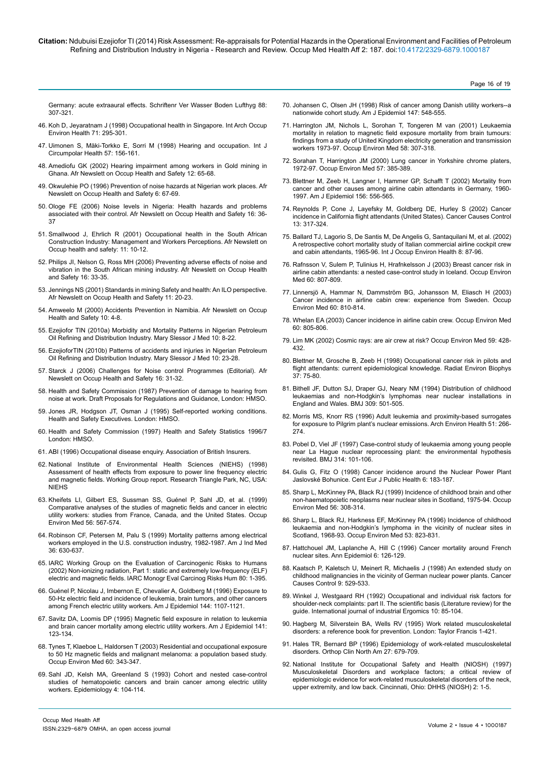Germany: acute extraaural effects. Schriftenr Ver Wasser Boden Lufthyg 88: 307-321.

46. Koh D, Jeyaratnam J (1998) Occupational health in Singapore. Int Arch Occup Environ Health 71: 295-301.

47. Uimonen S, Mäki-Torkko E, Sorri M (1998) Hearing and occupation. Int J Circumpolar Health 57: 156-161.

48. Amediofu GK (2002) Hearing impairment among workers in Gold mining in Ghana. Afr Newslett on Occup Health and Safety 12: 65-68.

49. Okwulehie PO (1996) Prevention of noise hazards at Nigerian work places. Afr Newslett on Occup Health and Safety 6: 67-69.

50. Ologe FE (2006) Noise levels in Nigeria: Health hazards and problems associated with their control. Afr Newslett on Occup Health and Safety 16: 36-37

51. Smallwood J, Ehrlich R (2001) Occupational health in the South African Construction Industry: Management and Workers Perceptions. Afr Newslett on Occup health and safety: 11: 10-12.

52. Philips JI, Nelson G, Ross MH (2006) Preventing adverse effects of noise and vibration in the South African mining industry. Afr Newslett on Occup Health and Safety 16: 33-35.

53. Jennings NS (2001) Standards in mining Safety and health: An ILO perspective. Afr Newslett on Occup Health and Safety 11: 20-23.

54. Amweelo M (2000) Accidents Prevention in Namibia. Afr Newslett on Occup Health and Safety 10: 4-8.

55. Ezejiofor TIN (2010a) Morbidity and Mortality Patterns in Nigerian Petroleum Oil Refining and Distribution Industry. Mary Slessor J Med 10: 8-22.

56. EzejioforTIN (2010b) Patterns of accidents and injuries in Nigerian Petroleum Oil Refining and Distribution Industry. Mary Slessor J Med 10: 23-28.

57. Starck J (2006) Challenges for Noise control Programmes (Editorial). Afr Newslett on Occup Health and Safety 16: 31-32.

58. Health and Safety Commission (1987) Prevention of damage to hearing from noise at work. Draft Proposals for Regulations and Guidance, London: HMSO.

59. Jones JR, Hodgson JT, Osman J (1995) Self-reported working conditions. Health and Safety Executives. London: HMSO.

60. Health and Safety Commission (1997) Health and Safety Statistics 1996/7 London: HMSO.

61. ABI (1996) Occupational disease enquiry. Association of British Insurers.

62. National Institute of Environmental Health Sciences (NIEHS) (1998) Assessment of health effects from exposure to power line frequency electric and magnetic fields. Working Group report. Research Triangle Park, NC, USA: NIEHS

63. Kheifets LI, Gilbert ES, Sussman SS, Guénel P, Sahl JD, et al. (1999) Comparative analyses of the studies of magnetic fields and cancer in electric utility workers: studies from France, Canada, and the United States. Occup Environ Med 56: 567-574.

64. Robinson CF, Petersen M, Palu S (1999) Mortality patterns among electrical workers employed in the U.S. construction industry, 1982-1987. Am J Ind Med 36: 630-637.

65. IARC Working Group on the Evaluation of Carcinogenic Risks to Humans (2002) Non-ionizing radiation, Part 1: static and extremely low-frequency (ELF) electric and magnetic fields. IARC Monogr Eval Carcinog Risks Hum 80: 1-395.

66. Guénel P, Nicolau J, Imbernon E, Chevalier A, Goldberg M (1996) Exposure to 50-Hz electric field and incidence of leukemia, brain tumors, and other cancers among French electric utility workers. Am J Epidemiol 144: 1107-1121.

67. Savitz DA, Loomis DP (1995) Magnetic field exposure in relation to leukemia and brain cancer mortality among electric utility workers. Am J Epidemiol 141: 123-134.

68. Tynes T, Klaeboe L, Haldorsen T (2003) Residential and occupational exposure to 50 Hz magnetic fields and malignant melanoma: a population based study. Occup Environ Med 60: 343-347.

69. Sahl JD, Kelsh MA, Greenland S (1993) Cohort and nested case-control studies of hematopoietic cancers and brain cancer among electric utility workers. Epidemiology 4: 104-114.

70. Johansen C, Olsen JH (1998) Risk of cancer among Danish utility workers--a nationwide cohort study. Am J Epidemiol 147: 548-555.

71. Harrington JM, Nichols L, Sorohan T, Tongeren M van (2001) Leukaemia mortality in relation to magnetic field exposure mortality from brain tumours: findings from a study of United Kingdom electricity generation and transmission workers 1973-97. Occup Environ Med 58: 307-318.

72. Sorahan T, Harrington JM (2000) Lung cancer in Yorkshire chrome platers, 1972-97. Occup Environ Med 57: 385-389.

73. Blettner M, Zeeb H, Langner I, Hammer GP, Schafft T (2002) Mortality from cancer and other causes among airline cabin attendants in Germany, 1960-1997. Am J Epidemiol 156: 556-565.

74. Reynolds P, Cone J, Layefsky M, Goldberg DE, Hurley S (2002) Cancer incidence in California flight attendants (United States). Cancer Causes Control 13: 317-324.

75. Ballard TJ, Lagorio S, De Santis M, De Angelis G, Santaquilani M, et al. (2002) A retrospective cohort mortality study of Italian commercial airline cockpit crew and cabin attendants, 1965-96. Int J Occup Environ Health 8: 87-96.

76. Rafnsson V, Sulem P, Tulinius H, Hrafnkelsson J (2003) Breast cancer risk in airline cabin attendants: a nested case-control study in Iceland. Occup Environ Med 60: 807-809.

77. Linnersjö A, Hammar N, Dammström BG, Johansson M, Eliasch H (2003) Cancer incidence in airline cabin crew: experience from Sweden. Occup Environ Med 60: 810-814.

78. Whelan EA (2003) Cancer incidence in airline cabin crew. Occup Environ Med 60: 805-806.

79. Lim MK (2002) Cosmic rays: are air crew at risk? Occup Environ Med 59: 428-432.

80. Blettner M, Grosche B, Zeeb H (1998) Occupational cancer risk in pilots and flight attendants: current epidemiological knowledge. Radiat Environ Biophys 37: 75-80.

81. Bithell JF, Dutton SJ, Draper GJ, Neary NM (1994) Distribution of childhood leukaemias and non-Hodgkin's lymphomas near nuclear installations in England and Wales. BMJ 309: 501-505.

82. Morris MS, Knorr RS (1996) Adult leukemia and proximity-based surrogates for exposure to Pilgrim plant's nuclear emissions. Arch Environ Health 51: 266-274.

83. Pobel D, Viel JF (1997) Case-control study of leukaemia among young people near La Hague nuclear reprocessing plant: the environmental hypothesis revisited. BMJ 314: 101-106.

84. Gulis G, Fitz O (1998) Cancer incidence around the Nuclear Power Plant Jaslovské Bohunice. Cent Eur J Public Health 6: 183-187.

85. Sharp L, McKinney PA, Black RJ (1999) Incidence of childhood brain and other non-haematopoietic neoplasms near nuclear sites in Scotland, 1975-94. Occup Environ Med 56: 308-314.

86. Sharp L, Black RJ, Harkness EF, McKinney PA (1996) Incidence of childhood leukaemia and non-Hodgkin's lymphoma in the vicinity of nuclear sites in Scotland, 1968-93. Occup Environ Med 53: 823-831.

87. Hattchouel JM, Laplanche A, Hill C (1996) Cancer mortality around French nuclear sites. Ann Epidemiol 6: 126-129.

88. Kaatsch P, Kaletsch U, Meinert R, Michaelis J (1998) An extended study on childhood malignancies in the vicinity of German nuclear power plants. Cancer Causes Control 9: 529-533.

89. Winkel J, Westgaard RH (1992) Occupational and individual risk factors for shoulder-neck complaints: part II. The scientific basis (Literature review) for the guide. International journal of industrial Ergomics 10: 85-104.

90. Hagberg M, Silverstein BA, Wells RV (1995) Work related musculoskeletal disorders: a reference book for prevention. London: Taylor Francis 1-421.

91. Hales TR, Bernard BP (1996) Epidemiology of work-related musculoskeletal disorders. Orthop Clin North Am 27: 679-709.

92. National Institute for Occupational Safety and Health (NIOSH) (1997) Musculoskeletal Disorders and workplace factors; a critical review of epidemiologic evidence for work-related musculoskeletal disorders of the neck, upper extremity, and low back. Cincinnati, Ohio: DHHS (NIOSH) 2: 1-5.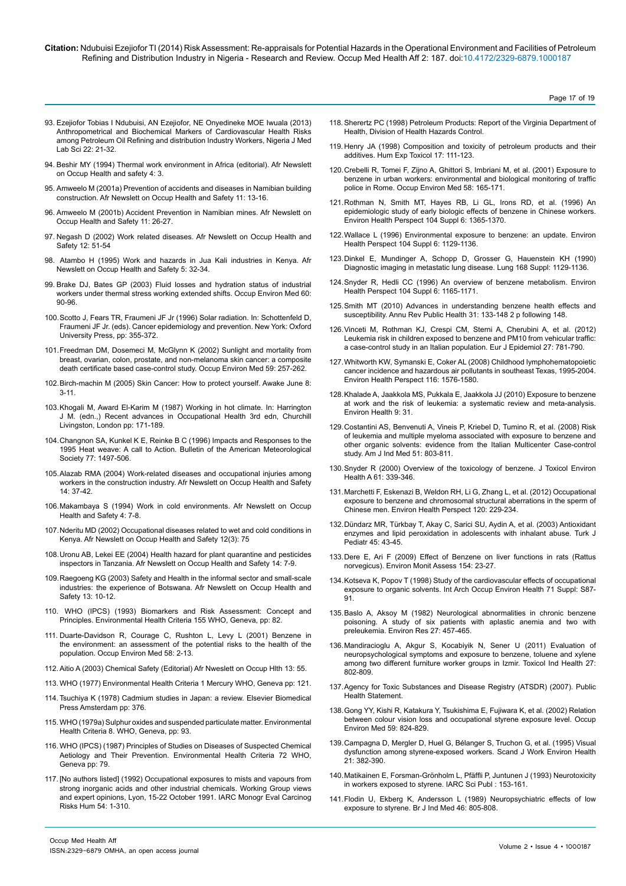93. Ezejiofor Tobias I Ndubuisi, AN Ezejiofor, NE Onyedineke MOE Iwuala (2013) Anthropometrical and Biochemical Markers of Cardiovascular Health Risks among Petroleum Oil Refining and distribution Industry Workers, Nigeria J Med Lab Sci 22: 21-32.

94. Beshir MY (1994) Thermal work environment in Africa (editorial). Afr Newslett on Occup Health and safety 4: 3.

95. Amweelo M (2001a) Prevention of accidents and diseases in Namibian building construction. Afr Newslett on Occup Health and Safety 11: 13-16.

96. Amweelo M (2001b) Accident Prevention in Namibian mines. Afr Newslett on Occup Health and Safety 11: 26-27.

97. Negash D (2002) Work related diseases. Afr Newslett on Occup Health and Safety 12: 51-54

98. Atambo H (1995) Work and hazards in Jua Kali industries in Kenya. Afr Newslett on Occup Health and Safety 5: 32-34.

99. Brake DJ, Bates GP (2003) Fluid losses and hydration status of industrial workers under thermal stress working extended shifts. Occup Environ Med 60: 90-96.

100. Scotto J, Fears TR, Fraumeni JF Jr (1996) Solar radiation. In: Schottenfeld D, Fraumeni JF Jr. (eds). Cancer epidemiology and prevention. New York: Oxford University Press, pp: 355-372.

101. Freedman DM, Dosemeci M, McGlynn K (2002) Sunlight and mortality from breast, ovarian, colon, prostate, and non-melanoma skin cancer: a composite death certificate based case-control study. Occup Environ Med 59: 257-262.

102. Birch-machin M (2005) Skin Cancer: How to protect yourself. Awake June 8: 3-11.

103. Khogali M, Award El-Karim M (1987) Working in hot climate. In: Harrington J M. (edn.,) Recent advances in Occupational Health 3rd edn, Churchill Livingston, London pp: 171-189.

104. Changnon SA, Kunkel K E, Reinke B C (1996) Impacts and Responses to the 1995 Heat weave: A call to Action. Bulletin of the American Meteorological Society 77: 1497-506.

105. Alazab RMA (2004) Work-related diseases and occupational injuries among workers in the construction industry. Afr Newslett on Occup Health and Safety 14: 37-42.

106. Makambaya S (1994) Work in cold environments. Afr Newslett on Occup Health and Safety 4: 7-8.

107. Nderitu MD (2002) Occupational diseases related to wet and cold conditions in Kenya. Afr Newslett on Occup Health and Safety 12(3): 75

108. Uronu AB, Lekei EE (2004) Health hazard for plant quarantine and pesticides inspectors in Tanzania. Afr Newslett on Occup Health and Safety 14: 7-9.

109. Raegoeng KG (2003) Safety and Health in the informal sector and small-scale industries: the experience of Botswana. Afr Newslett on Occup Health and Safety 13: 10-12.

110. WHO (IPCS) (1993) Biomarkers and Risk Assessment: Concept and Principles. Environmental Health Criteria 155 WHO, Geneva, pp: 82.

111. Duarte-Davidson R, Courage C, Rushton L, Levy L (2001) Benzene in the environment: an assessment of the potential risks to the health of the population. Occup Environ Med 58: 2-13.

112. Aitio A (2003) Chemical Safety (Editorial) Afr Nweslett on Occup Hlth 13: 55.

113. WHO (1977) Environmental Health Criteria 1 Mercury WHO, Geneva pp: 121.

114. Tsuchiya K (1978) Cadmium studies in Japan: a review. Elsevier Biomedical Press Amsterdam pp: 376.

115. WHO (1979a) Sulphur oxides and suspended particulate matter. Environmental Health Criteria 8. WHO, Geneva, pp: 93.

116. WHO (IPCS) (1987) Principles of Studies on Diseases of Suspected Chemical Aetiology and Their Prevention. Environmental Health Criteria 72 WHO, Geneva pp: 79.

117. [No authors listed] (1992) Occupational exposures to mists and vapours from strong inorganic acids and other industrial chemicals. Working Group views and expert opinions, Lyon, 15-22 October 1991. IARC Monogr Eval Carcinog Risks Hum 54: 1-310.

118. Sherertz PC (1998) Petroleum Products: Report of the Virginia Department of Health, Division of Health Hazards Control.

119. Henry JA (1998) Composition and toxicity of petroleum products and their additives. Hum Exp Toxicol 17: 111-123.

120. Crebelli R, Tomei F, Zijno A, Ghittori S, Imbriani M, et al. (2001) Exposure to benzene in urban workers: environmental and biological monitoring of traffic police in Rome. Occup Environ Med 58: 165-171.

121. Rothman N, Smith MT, Hayes RB, Li GL, Irons RD, et al. (1996) An epidemiologic study of early biologic effects of benzene in Chinese workers. Environ Health Perspect 104 Suppl 6: 1365-1370.

122. Wallace L (1996) Environmental exposure to benzene: an update. Environ Health Perspect 104 Suppl 6: 1129-1136.

123. Dinkel E, Mundinger A, Schopp D, Grosser G, Hauenstein KH (1990) Diagnostic imaging in metastatic lung disease. Lung 168 Suppl: 1129-1136.

124. Snyder R, Hedli CC (1996) An overview of benzene metabolism. Environ Health Perspect 104 Suppl 6: 1165-1171.

125. Smith MT (2010) Advances in understanding benzene health effects and susceptibility. Annu Rev Public Health 31: 133-148 2 p following 148.

126. Vinceti M, Rothman KJ, Crespi CM, Sterni A, Cherubini A, et al. (2012) Leukemia risk in children exposed to benzene and PM10 from vehicular traffic: a case-control study in an Italian population. Eur J Epidemiol 27: 781-790.

127. Whitworth KW, Symanski E, Coker AL (2008) Childhood lymphohematopoietic cancer incidence and hazardous air pollutants in southeast Texas, 1995-2004. Environ Health Perspect 116: 1576-1580.

128. Khalade A, Jaakkola MS, Pukkala E, Jaakkola JJ (2010) Exposure to benzene at work and the risk of leukemia: a systematic review and meta-analysis. Environ Health 9: 31.

129. Costantini AS, Benvenuti A, Vineis P, Kriebel D, Tumino R, et al. (2008) Risk of leukemia and multiple myeloma associated with exposure to benzene and other organic solvents: evidence from the Italian Multicenter Case-control study. Am J Ind Med 51: 803-811.

130. Snyder R (2000) Overview of the toxicology of benzene. J Toxicol Environ Health A 61: 339-346.

131. Marchetti F, Eskenazi B, Weldon RH, Li G, Zhang L, et al. (2012) Occupational exposure to benzene and chromosomal structural aberrations in the sperm of Chinese men. Environ Health Perspect 120: 229-234.

132. Dündarz MR, Türkbay T, Akay C, Sarici SU, Aydin A, et al. (2003) Antioxidant enzymes and lipid peroxidation in adolescents with inhalant abuse. Turk J Pediatr 45: 43-45.

133. Dere E, Ari F (2009) Effect of Benzene on liver functions in rats (Rattus norvegicus). Environ Monit Assess 154: 23-27.

134. Kotseva K, Popov T (1998) Study of the cardiovascular effects of occupational exposure to organic solvents. Int Arch Occup Environ Health 71 Suppl: S87-91.

135. Baslo A, Aksoy M (1982) Neurological abnormalities in chronic benzene poisoning. A study of six patients with aplastic anemia and two with preleukemia. Environ Res 27: 457-465.

136. Mandiracioglu A, Akgur S, Kocabiyik N, Sener U (2011) Evaluation of neuropsychological symptoms and exposure to benzene, toluene and xylene among two different furniture worker groups in Izmir. Toxicol Ind Health 27: 802-809.

137. Agency for Toxic Substances and Disease Registry (ATSDR) (2007). Public Health Statement.

138. Gong YY, Kishi R, Katakura Y, Tsukishima E, Fujiwara K, et al. (2002) Relation between colour vision loss and occupational styrene exposure level. Occup Environ Med 59: 824-829.

139. Campagna D, Mergler D, Huel G, Bélanger S, Truchon G, et al. (1995) Visual dysfunction among styrene-exposed workers. Scand J Work Environ Health 21: 382-390.

140. Matikainen E, Forsman-Grönholm L, Pfäffli P, Juntunen J (1993) Neurotoxicity in workers exposed to styrene. IARC Sci Publ : 153-161.

141. Flodin U, Ekberg K, Andersson L (1989) Neuropsychiatric effects of low exposure to styrene. Br J Ind Med 46: 805-808.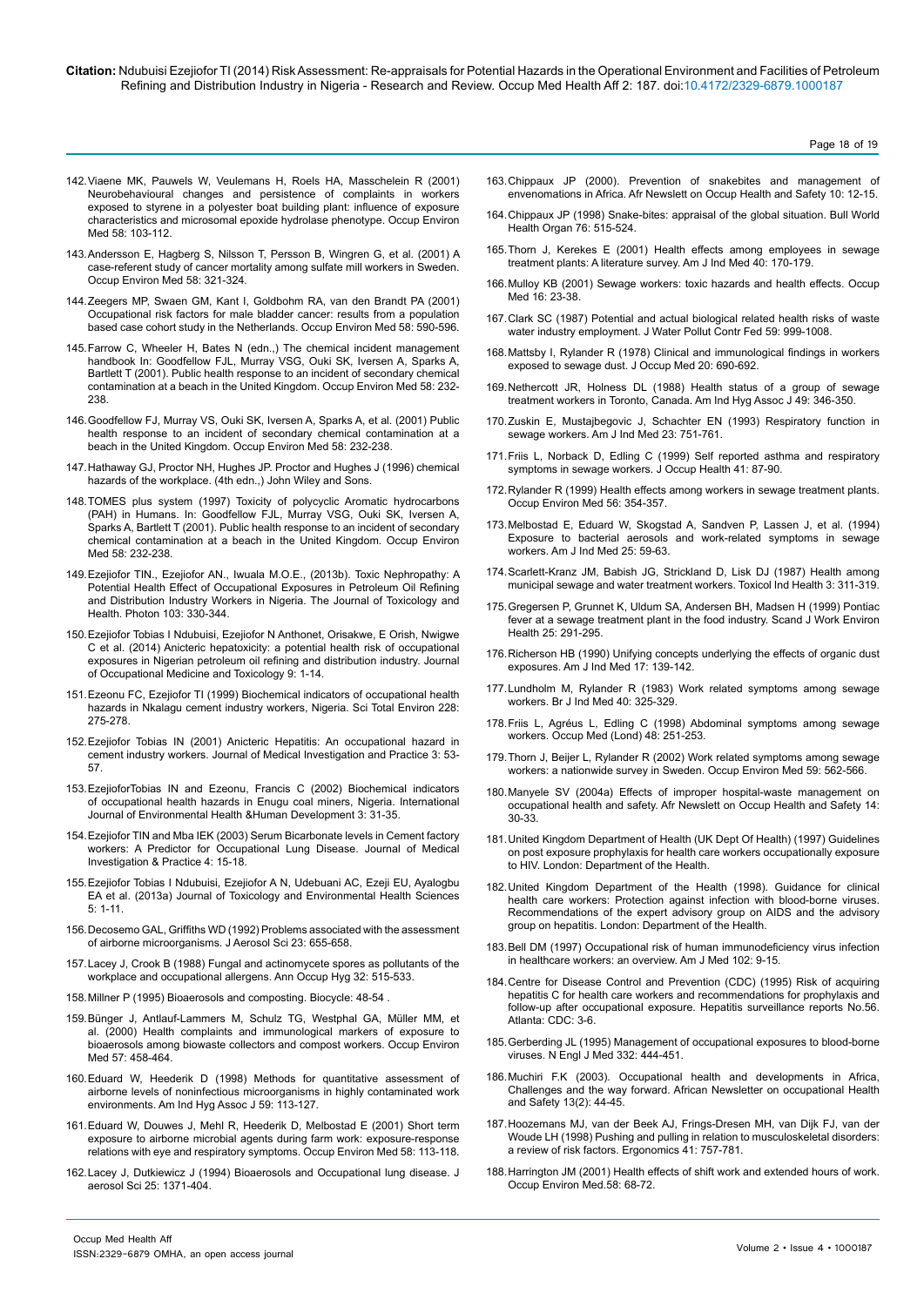142. Viaene MK, Pauwels W, Veulemans H, Roels HA, Masschelein R (2001) Neurobehavioural changes and persistence of complaints in workers exposed to styrene in a polyester boat building plant: influence of exposure characteristics and microsomal epoxide hydrolase phenotype. Occup Environ Med 58: 103-112.

143. Andersson E, Hagberg S, Nilsson T, Persson B, Wingren G, et al. (2001) A case-referent study of cancer mortality among sulfate mill workers in Sweden. Occup Environ Med 58: 321-324.

144. Zeegers MP, Swaen GM, Kant I, Goldbohm RA, van den Brandt PA (2001) Occupational risk factors for male bladder cancer: results from a population based case cohort study in the Netherlands. Occup Environ Med 58: 590-596.

145. Farrow C, Wheeler H, Bates N (edn.,) The chemical incident management handbook In: Goodfellow FJL, Murray VSG, Ouki SK, Iversen A, Sparks A, Bartlett T (2001). Public health response to an incident of secondary chemical contamination at a beach in the United Kingdom. Occup Environ Med 58: 232-238.

146. Goodfellow FJ, Murray VS, Ouki SK, Iversen A, Sparks A, et al. (2001) Public health response to an incident of secondary chemical contamination at a beach in the United Kingdom. Occup Environ Med 58: 232-238.

147. Hathaway GJ, Proctor NH, Hughes JP. Proctor and Hughes J (1996) chemical hazards of the workplace. (4th edn.,) John Wiley and Sons.

148. TOMES plus system (1997) Toxicity of polycyclic Aromatic hydrocarbons (PAH) in Humans. In: Goodfellow FJL, Murray VSG, Ouki SK, Iversen A, Sparks A, Bartlett T (2001). Public health response to an incident of secondary chemical contamination at a beach in the United Kingdom. Occup Environ Med 58: 232-238.

149. Ezejiofor TIN., Ezejiofor AN., Iwuala M.O.E., (2013b). Toxic Nephropathy: A Potential Health Effect of Occupational Exposures in Petroleum Oil Refining and Distribution Industry Workers in Nigeria. The Journal of Toxicology and Health. Photon 103: 330-344.

150. Ezejiofor Tobias I Ndubuisi, Ezejiofor N Anthonet, Orisakwe, E Orish, Nwigwe C et al. (2014) Anicteric hepatoxicity: a potential health risk of occupational exposures in Nigerian petroleum oil refining and distribution industry. Journal of Occupational Medicine and Toxicology 9: 1-14.

151. Ezeonu FC, Ezejiofor TI (1999) Biochemical indicators of occupational health hazards in Nkalagu cement industry workers, Nigeria. Sci Total Environ 228: 275-278.

152. Ezejiofor Tobias IN (2001) Anicteric Hepatitis: An occupational hazard in cement industry workers. Journal of Medical Investigation and Practice 3: 53-57.

153. EzejioforTobias IN and Ezeonu, Francis C (2002) Biochemical indicators of occupational health hazards in Enugu coal miners, Nigeria. International Journal of Environmental Health &Human Development 3: 31-35.

154. Ezejiofor TIN and Mba IEK (2003) Serum Bicarbonate levels in Cement factory workers: A Predictor for Occupational Lung Disease. Journal of Medical Investigation & Practice 4: 15-18.

155. Ezejiofor Tobias I Ndubuisi, Ezejiofor A N, Udebuani AC, Ezeji EU, Ayalogbu EA et al. (2013a) Journal of Toxicology and Environmental Health Sciences 5: 1-11.

156. Decosemo GAL, Griffiths WD (1992) Problems associated with the assessment of airborne microorganisms. J Aerosol Sci 23: 655-658.

157. Lacey J, Crook B (1988) Fungal and actinomycete spores as pollutants of the workplace and occupational allergens. Ann Occup Hyg 32: 515-533.

158. Millner P (1995) Bioaerosols and composting. Biocycle: 48-54 .

159. Bünger J, Antlauf-Lammers M, Schulz TG, Westphal GA, Müller MM, et al. (2000) Health complaints and immunological markers of exposure to bioaerosols among biowaste collectors and compost workers. Occup Environ Med 57: 458-464.

160. Eduard W, Heederik D (1998) Methods for quantitative assessment of airborne levels of noninfectious microorganisms in highly contaminated work environments. Am Ind Hyg Assoc J 59: 113-127.

161. Eduard W, Douwes J, Mehl R, Heederik D, Melbostad E (2001) Short term exposure to airborne microbial agents during farm work: exposure-response relations with eye and respiratory symptoms. Occup Environ Med 58: 113-118.

162. Lacey J, Dutkiewicz J (1994) Bioaerosols and Occupational lung disease. J aerosol Sci 25: 1371-404.

163. Chippaux JP (2000). Prevention of snakebites and management of envenomations in Africa. Afr Newslett on Occup Health and Safety 10: 12-15.

164. Chippaux JP (1998) Snake-bites: appraisal of the global situation. Bull World Health Organ 76: 515-524.

165. Thorn J, Kerekes E (2001) Health effects among employees in sewage treatment plants: A literature survey. Am J Ind Med 40: 170-179.

166. Mulloy KB (2001) Sewage workers: toxic hazards and health effects. Occup Med 16: 23-38.

167. Clark SC (1987) Potential and actual biological related health risks of waste water industry employment. J Water Pollut Contr Fed 59: 999-1008.

168. Mattsby I, Rylander R (1978) Clinical and immunological findings in workers exposed to sewage dust. J Occup Med 20: 690-692.

169. Nethercott JR, Holness DL (1988) Health status of a group of sewage treatment workers in Toronto, Canada. Am Ind Hyg Assoc J 49: 346-350.

170. Zuskin E, Mustajbegovic J, Schachter EN (1993) Respiratory function in sewage workers. Am J Ind Med 23: 751-761.

171. Friis L, Norback D, Edling C (1999) Self reported asthma and respiratory symptoms in sewage workers. J Occup Health 41: 87-90.

172. Rylander R (1999) Health effects among workers in sewage treatment plants. Occup Environ Med 56: 354-357.

173. Melbostad E, Eduard W, Skogstad A, Sandven P, Lassen J, et al. (1994) Exposure to bacterial aerosols and work-related symptoms in sewage workers. Am J Ind Med 25: 59-63.

174. Scarlett-Kranz JM, Babish JG, Strickland D, Lisk DJ (1987) Health among municipal sewage and water treatment workers. Toxicol Ind Health 3: 311-319.

175. Gregersen P, Grunnet K, Uldum SA, Andersen BH, Madsen H (1999) Pontiac fever at a sewage treatment plant in the food industry. Scand J Work Environ Health 25: 291-295.

176. Richerson HB (1990) Unifying concepts underlying the effects of organic dust exposures. Am J Ind Med 17: 139-142.

177. Lundholm M, Rylander R (1983) Work related symptoms among sewage workers. Br J Ind Med 40: 325-329.

178. Friis L, Agréus L, Edling C (1998) Abdominal symptoms among sewage workers. Occup Med (Lond) 48: 251-253.

179. Thorn J, Beijer L, Rylander R (2002) Work related symptoms among sewage workers: a nationwide survey in Sweden. Occup Environ Med 59: 562-566.

180. Manyele SV (2004a) Effects of improper hospital-waste management on occupational health and safety. Afr Newslett on Occup Health and Safety 14: 30-33.

181. United Kingdom Department of Health (UK Dept Of Health) (1997) Guidelines on post exposure prophylaxis for health care workers occupationally exposure to HIV. London: Department of the Health.

182. United Kingdom Department of the Health (1998). Guidance for clinical health care workers: Protection against infection with blood-borne viruses. Recommendations of the expert advisory group on AIDS and the advisory group on hepatitis. London: Department of the Health.

183. Bell DM (1997) Occupational risk of human immunodeficiency virus infection in healthcare workers: an overview. Am J Med 102: 9-15.

184. Centre for Disease Control and Prevention (CDC) (1995) Risk of acquiring hepatitis C for health care workers and recommendations for prophylaxis and follow-up after occupational exposure. Hepatitis surveillance reports No.56. Atlanta: CDC: 3-6.

185. Gerberding JL (1995) Management of occupational exposures to blood-borne viruses. N Engl J Med 332: 444-451.

186. Muchiri F.K (2003). Occupational health and developments in Africa, Challenges and the way forward. African Newsletter on occupational Health and Safety 13(2): 44-45.

187. Hoozemans MJ, van der Beek AJ, Frings-Dresen MH, van Dijk FJ, van der Woude LH (1998) Pushing and pulling in relation to musculoskeletal disorders: a review of risk factors. Ergonomics 41: 757-781.

188. Harrington JM (2001) Health effects of shift work and extended hours of work. Occup Environ Med.58: 68-72.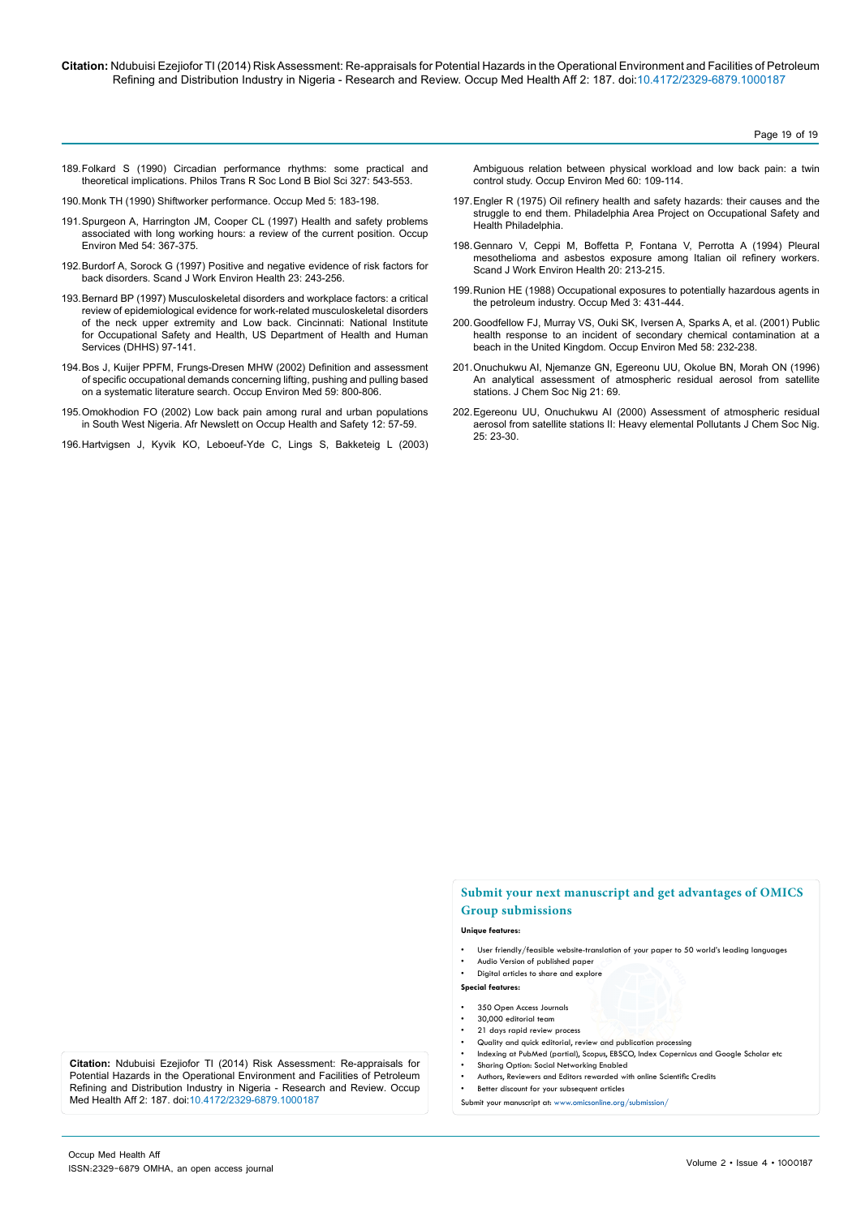189. Folkard S (1990) Circadian performance rhythms: some practical and theoretical implications. Philos Trans R Soc Lond B Biol Sci 327: 543-553.

190. Monk TH (1990) Shiftworker performance. Occup Med 5: 183-198.

191. Spurgeon A, Harrington JM, Cooper CL (1997) Health and safety problems associated with long working hours: a review of the current position. Occup Environ Med 54: 367-375.

192. Burdorf A, Sorock G (1997) Positive and negative evidence of risk factors for back disorders. Scand J Work Environ Health 23: 243-256.

193. Bernard BP (1997) Musculoskeletal disorders and workplace factors: a critical review of epidemiological evidence for work-related musculoskeletal disorders of the neck upper extremity and Low back. Cincinnati: National Institute for Occupational Safety and Health, US Department of Health and Human Services (DHHS) 97-141.

194. Bos J, Kuijer PPFM, Frungs-Dresen MHW (2002) Definition and assessment of specific occupational demands concerning lifting, pushing and pulling based on a systematic literature search. Occup Environ Med 59: 800-806.

195. Omokhodion FO (2002) Low back pain among rural and urban populations in South West Nigeria. Afr Newslett on Occup Health and Safety 12: 57-59.

196. Hartvigsen J, Kyvik KO, Leboeuf-Yde C, Lings S, Bakketeig L (2003) Ambiguous relation between physical workload and low back pain: a twin control study. Occup Environ Med 60: 109-114.

197. Engler R (1975) Oil refinery health and safety hazards: their causes and the struggle to end them. Philadelphia Area Project on Occupational Safety and Health Philadelphia.

198. Gennaro V, Ceppi M, Boffetta P, Fontana V, Perrotta A (1994) Pleural mesothelioma and asbestos exposure among Italian oil refinery workers. Scand J Work Environ Health 20: 213-215.

199. Runion HE (1988) Occupational exposures to potentially hazardous agents in the petroleum industry. Occup Med 3: 431-444.

200. Goodfellow FJ, Murray VS, Ouki SK, Iversen A, Sparks A, et al. (2001) Public health response to an incident of secondary chemical contamination at a beach in the United Kingdom. Occup Environ Med 58: 232-238.

201. Onuchukwu AI, Njemanze GN, Egereonu UU, Okolue BN, Morah ON (1996) An analytical assessment of atmospheric residual aerosol from satellite stations. J Chem Soc Nig 21: 69.

202. Egereonu UU, Onuchukwu AI (2000) Assessment of atmospheric residual aerosol from satellite stations II: Heavy elemental Pollutants J Chem Soc Nig. 25: 23-30.

**Citation:** Ndubuisi Ezejiofor TI (2014) Risk Assessment: Re-appraisals for Potential Hazards in the Operational Environment and Facilities of Petroleum Refining and Distribution Industry in Nigeria - Research and Review. Occup Med Health Aff 2: 187. doi:10.4172/2329-6879.1000187

## Submit your next manuscript and get advantages of OMICS Group submissions

**Unique features:**

- User friendly/feasible website-translation of your paper to 50 world's leading languages
- Audio Version of published paper
- Digital articles to share and explore

**Special features:**

- 350 Open Access Journals
- 30,000 editorial team
- 21 days rapid review process
- Quality and quick editorial, review and publication processing
- Indexing at PubMed (partial), Scopus, EBSCO, Index Copernicus and Google Scholar etc
- Sharing Option: Social Networking Enabled
- Authors, Reviewers and Editors rewarded with online Scientific Credits
- Better discount for your subsequent articles

Submit your manuscript at: www.omicsonline.org/submission/